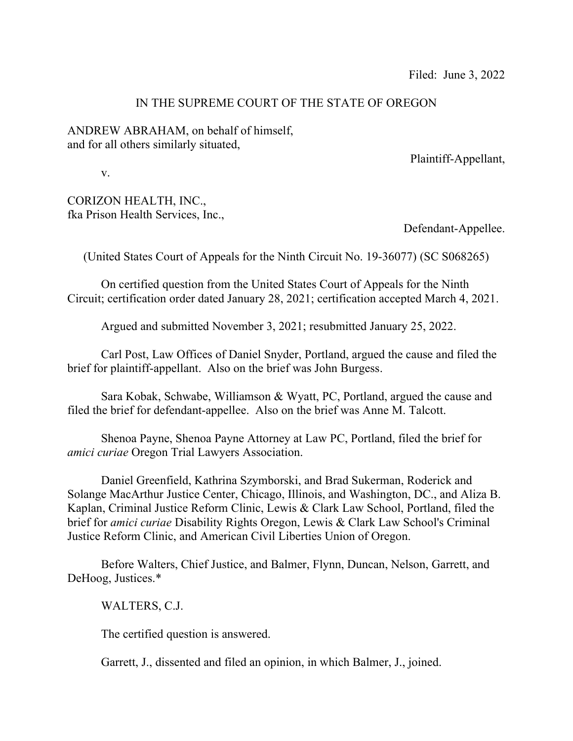Filed: June 3, 2022

IN THE SUPREME COURT OF THE STATE OF OREGON

ANDREW ABRAHAM, on behalf of himself, and for all others similarly situated,

Plaintiff-Appellant,

v.

CORIZON HEALTH, INC., fka Prison Health Services, Inc.,

Defendant-Appellee.

(United States Court of Appeals for the Ninth Circuit No. 19-36077) (SC S068265)

On certified question from the United States Court of Appeals for the Ninth Circuit; certification order dated January 28, 2021; certification accepted March 4, 2021.

Argued and submitted November 3, 2021; resubmitted January 25, 2022.

Carl Post, Law Offices of Daniel Snyder, Portland, argued the cause and filed the brief for plaintiff-appellant. Also on the brief was John Burgess.

Sara Kobak, Schwabe, Williamson & Wyatt, PC, Portland, argued the cause and filed the brief for defendant-appellee. Also on the brief was Anne M. Talcott.

Shenoa Payne, Shenoa Payne Attorney at Law PC, Portland, filed the brief for *amici curiae* Oregon Trial Lawyers Association.

Daniel Greenfield, Kathrina Szymborski, and Brad Sukerman, Roderick and Solange MacArthur Justice Center, Chicago, Illinois, and Washington, DC., and Aliza B. Kaplan, Criminal Justice Reform Clinic, Lewis & Clark Law School, Portland, filed the brief for *amici curiae* Disability Rights Oregon, Lewis & Clark Law School's Criminal Justice Reform Clinic, and American Civil Liberties Union of Oregon.

Before Walters, Chief Justice, and Balmer, Flynn, Duncan, Nelson, Garrett, and DeHoog, Justices.*

WALTERS, C.J.

The certified question is answered.

Garrett, J., dissented and filed an opinion, in which Balmer, J., joined.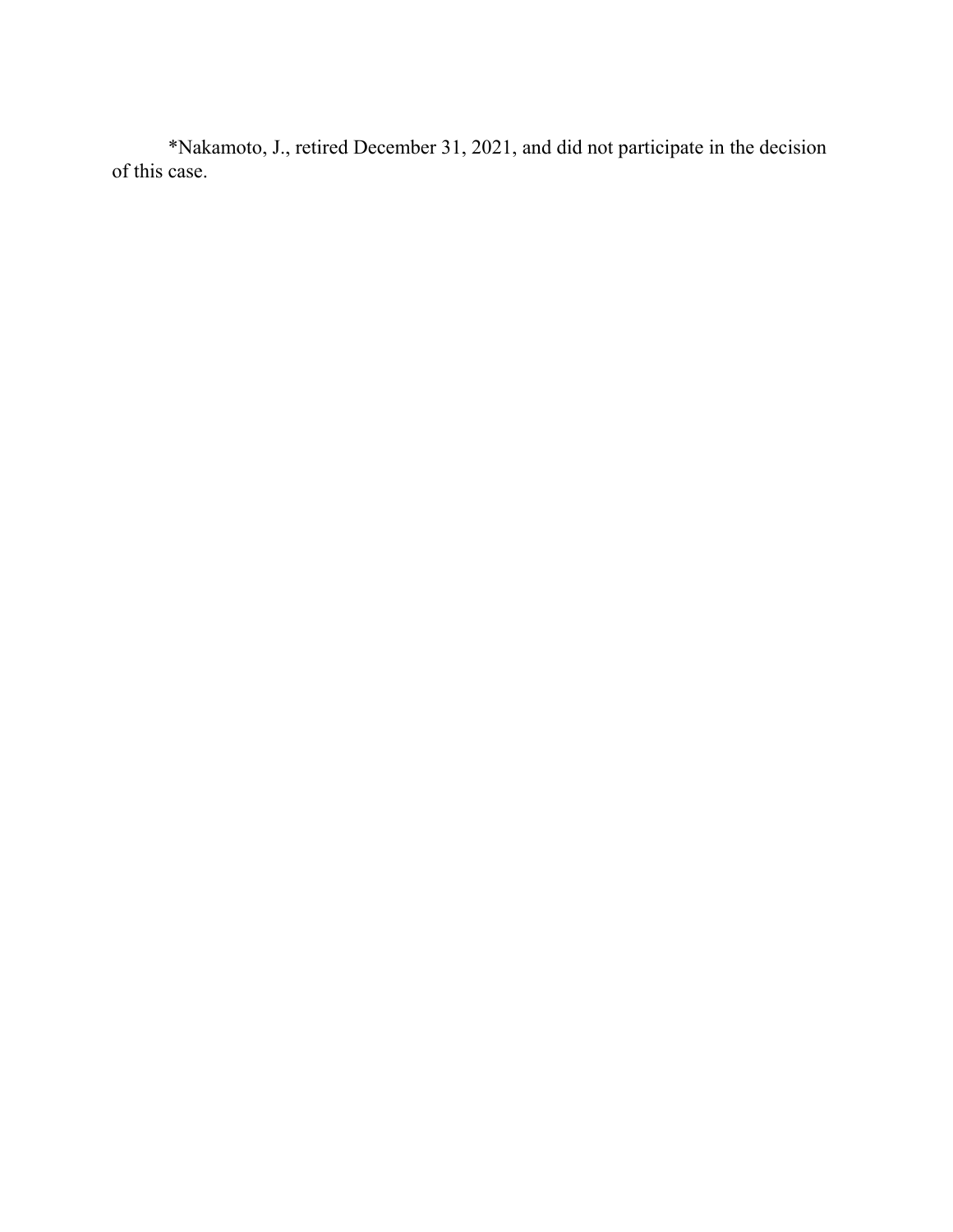*Nakamoto, J., retired December 31, 2021, and did not participate in the decision of this case.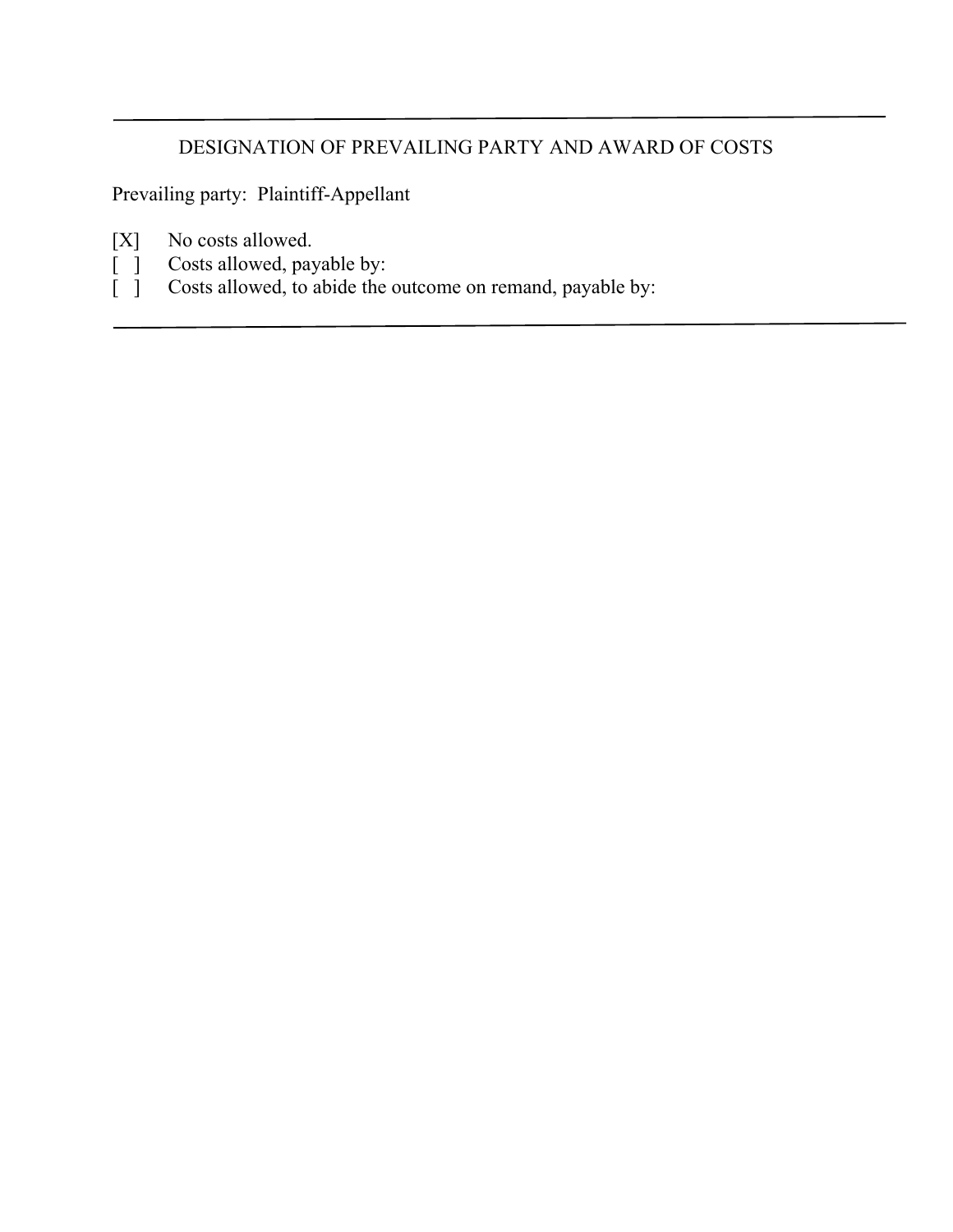---

DESIGNATION OF PREVAILING PARTY AND AWARD OF COSTS

Prevailing party: Plaintiff-Appellant

[X] No costs allowed.
[ ] Costs allowed, payable by:
[ ] Costs allowed, to abide the outcome on remand, payable by:

---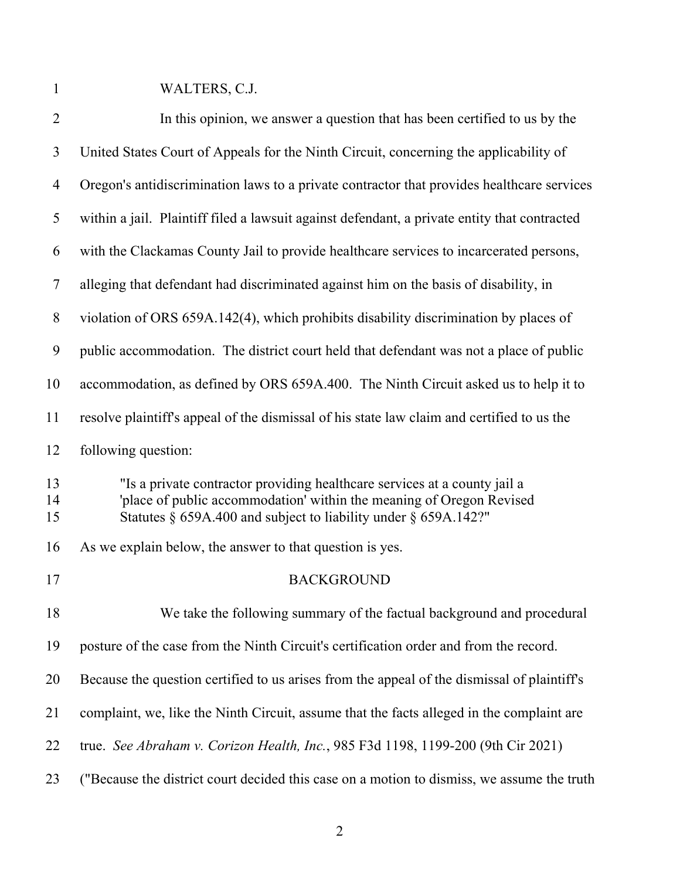WALTERS, C.J.

In this opinion, we answer a question that has been certified to us by the United States Court of Appeals for the Ninth Circuit, concerning the applicability of Oregon's antidiscrimination laws to a private contractor that provides healthcare services within a jail. Plaintiff filed a lawsuit against defendant, a private entity that contracted with the Clackamas County Jail to provide healthcare services to incarcerated persons, alleging that defendant had discriminated against him on the basis of disability, in violation of ORS 659A.142(4), which prohibits disability discrimination by places of public accommodation. The district court held that defendant was not a place of public accommodation, as defined by ORS 659A.400. The Ninth Circuit asked us to help it to resolve plaintiff's appeal of the dismissal of his state law claim and certified to us the following question:

> "Is a private contractor providing healthcare services at a county jail a 'place of public accommodation' within the meaning of Oregon Revised Statutes § 659A.400 and subject to liability under § 659A.142?"

As we explain below, the answer to that question is yes.

## BACKGROUND

We take the following summary of the factual background and procedural posture of the case from the Ninth Circuit's certification order and from the record. Because the question certified to us arises from the appeal of the dismissal of plaintiff's complaint, we, like the Ninth Circuit, assume that the facts alleged in the complaint are true. *See Abraham v. Corizon Health, Inc.*, 985 F3d 1198, 1199-200 (9th Cir 2021) ("Because the district court decided this case on a motion to dismiss, we assume the truth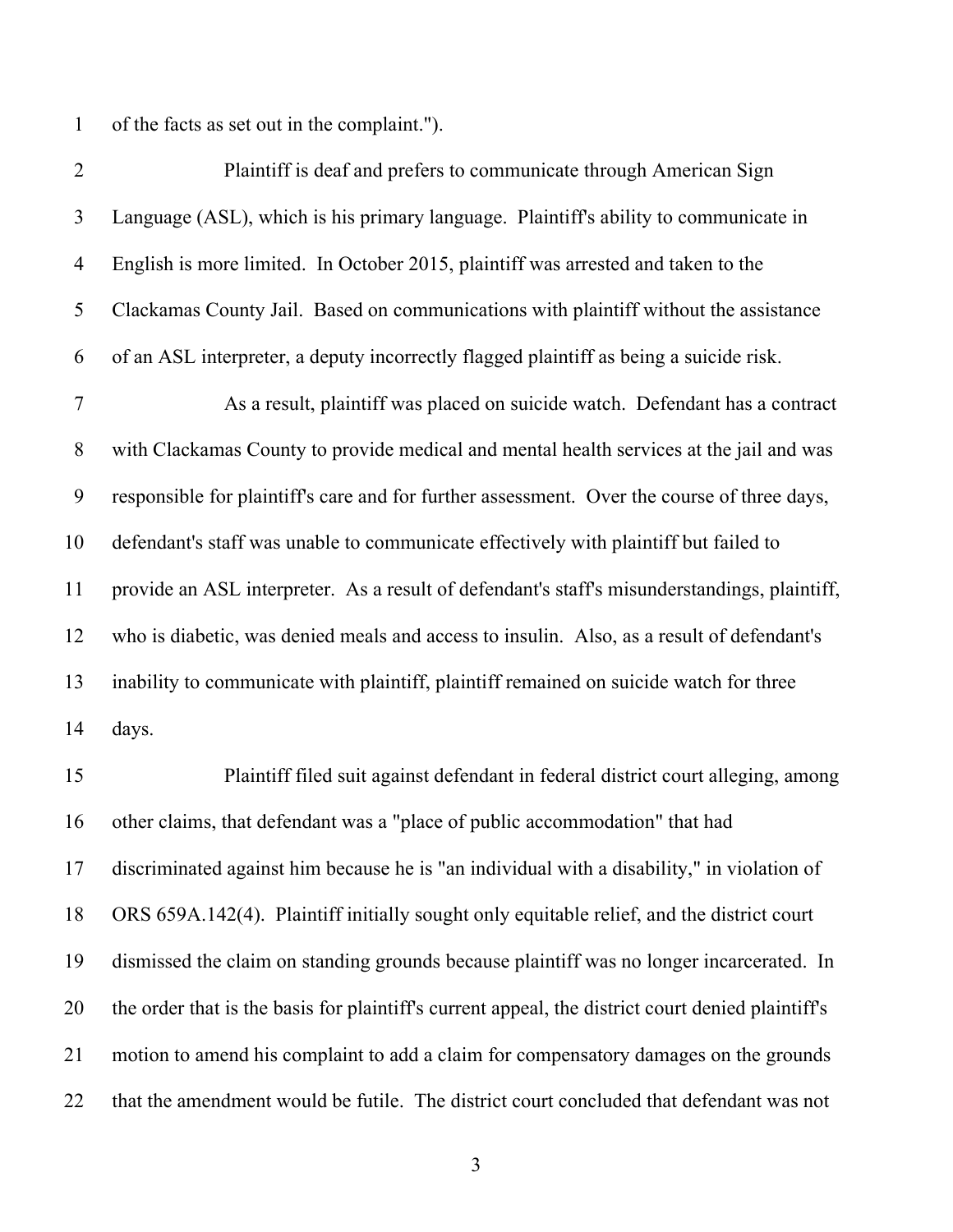of the facts as set out in the complaint.").

Plaintiff is deaf and prefers to communicate through American Sign Language (ASL), which is his primary language. Plaintiff's ability to communicate in English is more limited. In October 2015, plaintiff was arrested and taken to the Clackamas County Jail. Based on communications with plaintiff without the assistance of an ASL interpreter, a deputy incorrectly flagged plaintiff as being a suicide risk.

As a result, plaintiff was placed on suicide watch. Defendant has a contract with Clackamas County to provide medical and mental health services at the jail and was responsible for plaintiff's care and for further assessment. Over the course of three days, defendant's staff was unable to communicate effectively with plaintiff but failed to provide an ASL interpreter. As a result of defendant's staff's misunderstandings, plaintiff, who is diabetic, was denied meals and access to insulin. Also, as a result of defendant's inability to communicate with plaintiff, plaintiff remained on suicide watch for three days.

Plaintiff filed suit against defendant in federal district court alleging, among other claims, that defendant was a "place of public accommodation" that had discriminated against him because he is "an individual with a disability," in violation of ORS 659A.142(4). Plaintiff initially sought only equitable relief, and the district court dismissed the claim on standing grounds because plaintiff was no longer incarcerated. In the order that is the basis for plaintiff's current appeal, the district court denied plaintiff's motion to amend his complaint to add a claim for compensatory damages on the grounds that the amendment would be futile. The district court concluded that defendant was not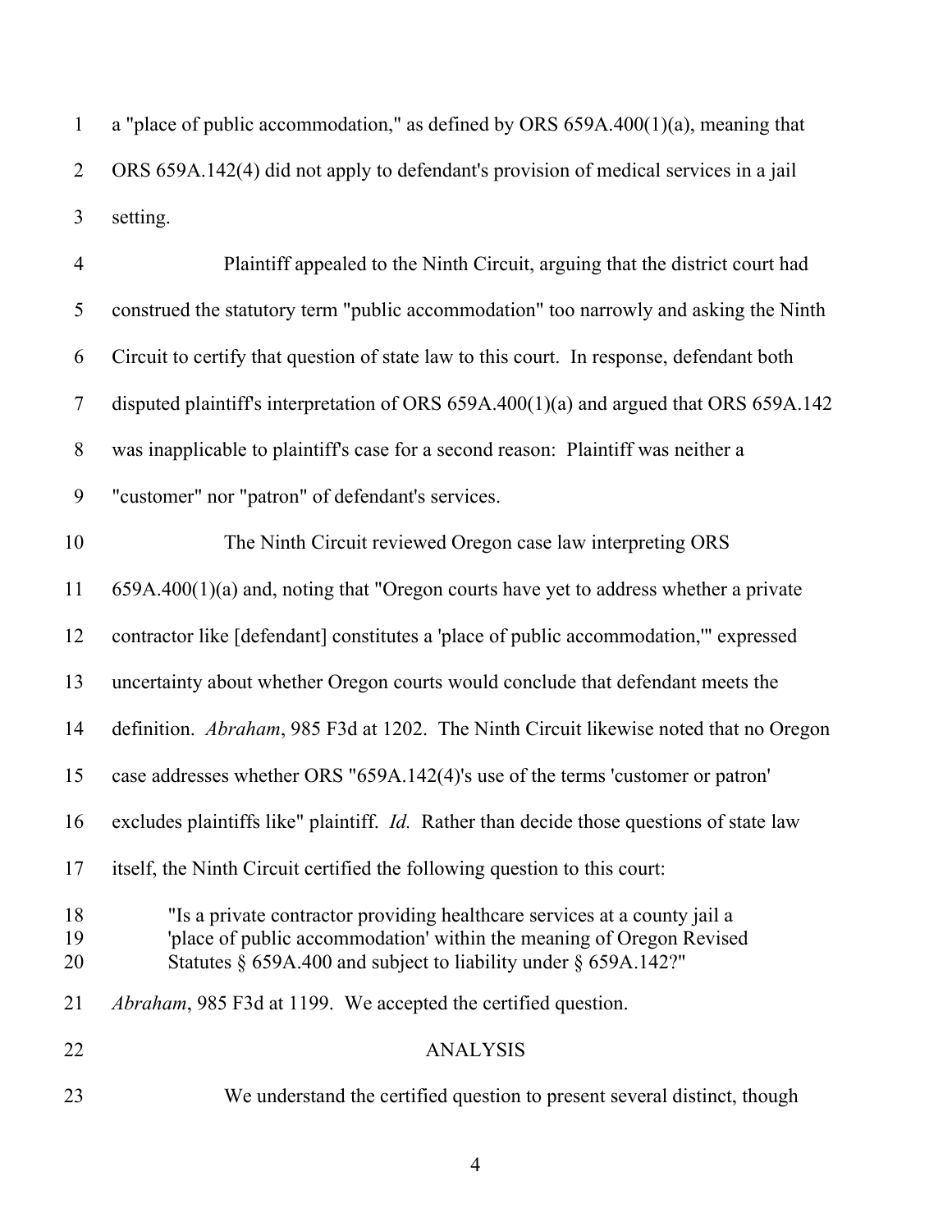a "place of public accommodation," as defined by ORS 659A.400(1)(a), meaning that ORS 659A.142(4) did not apply to defendant's provision of medical services in a jail setting.

Plaintiff appealed to the Ninth Circuit, arguing that the district court had construed the statutory term "public accommodation" too narrowly and asking the Ninth Circuit to certify that question of state law to this court. In response, defendant both disputed plaintiff's interpretation of ORS 659A.400(1)(a) and argued that ORS 659A.142 was inapplicable to plaintiff's case for a second reason: Plaintiff was neither a "customer" nor "patron" of defendant's services.

The Ninth Circuit reviewed Oregon case law interpreting ORS 659A.400(1)(a) and, noting that "Oregon courts have yet to address whether a private contractor like [defendant] constitutes a 'place of public accommodation,'" expressed uncertainty about whether Oregon courts would conclude that defendant meets the definition. *Abraham*, 985 F3d at 1202. The Ninth Circuit likewise noted that no Oregon case addresses whether ORS "659A.142(4)'s use of the terms 'customer or patron' excludes plaintiffs like" plaintiff. *Id.* Rather than decide those questions of state law itself, the Ninth Circuit certified the following question to this court:

> "Is a private contractor providing healthcare services at a county jail a 'place of public accommodation' within the meaning of Oregon Revised Statutes § 659A.400 and subject to liability under § 659A.142?"

*Abraham*, 985 F3d at 1199. We accepted the certified question.

## ANALYSIS

We understand the certified question to present several distinct, though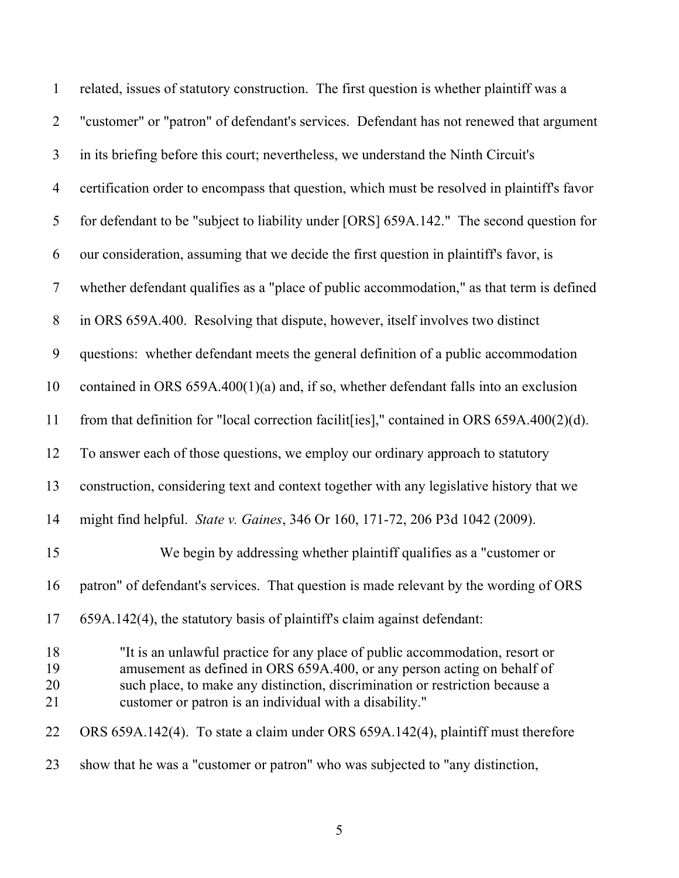related, issues of statutory construction. The first question is whether plaintiff was a "customer" or "patron" of defendant's services. Defendant has not renewed that argument in its briefing before this court; nevertheless, we understand the Ninth Circuit's certification order to encompass that question, which must be resolved in plaintiff's favor for defendant to be "subject to liability under [ORS] 659A.142." The second question for our consideration, assuming that we decide the first question in plaintiff's favor, is whether defendant qualifies as a "place of public accommodation," as that term is defined in ORS 659A.400. Resolving that dispute, however, itself involves two distinct questions: whether defendant meets the general definition of a public accommodation contained in ORS 659A.400(1)(a) and, if so, whether defendant falls into an exclusion from that definition for "local correction facilit[ies]," contained in ORS 659A.400(2)(d). To answer each of those questions, we employ our ordinary approach to statutory construction, considering text and context together with any legislative history that we might find helpful. *State v. Gaines*, 346 Or 160, 171-72, 206 P3d 1042 (2009).

We begin by addressing whether plaintiff qualifies as a "customer or patron" of defendant's services. That question is made relevant by the wording of ORS 659A.142(4), the statutory basis of plaintiff's claim against defendant:

> "It is an unlawful practice for any place of public accommodation, resort or amusement as defined in ORS 659A.400, or any person acting on behalf of such place, to make any distinction, discrimination or restriction because a customer or patron is an individual with a disability."

ORS 659A.142(4). To state a claim under ORS 659A.142(4), plaintiff must therefore show that he was a "customer or patron" who was subjected to "any distinction,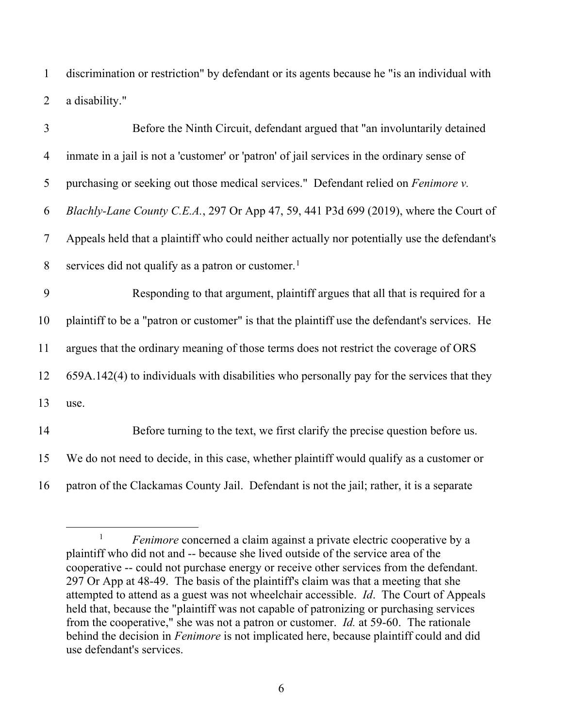discrimination or restriction" by defendant or its agents because he "is an individual with a disability."

Before the Ninth Circuit, defendant argued that "an involuntarily detained inmate in a jail is not a 'customer' or 'patron' of jail services in the ordinary sense of purchasing or seeking out those medical services." Defendant relied on *Fenimore v. Blachly-Lane County C.E.A.*, 297 Or App 47, 59, 441 P3d 699 (2019), where the Court of Appeals held that a plaintiff who could neither actually nor potentially use the defendant's services did not qualify as a patron or customer.[1]

Responding to that argument, plaintiff argues that all that is required for a plaintiff to be a "patron or customer" is that the plaintiff use the defendant's services. He argues that the ordinary meaning of those terms does not restrict the coverage of ORS 659A.142(4) to individuals with disabilities who personally pay for the services that they use.

Before turning to the text, we first clarify the precise question before us. We do not need to decide, in this case, whether plaintiff would qualify as a customer or patron of the Clackamas County Jail. Defendant is not the jail; rather, it is a separate

---

[1] *Fenimore* concerned a claim against a private electric cooperative by a plaintiff who did not and -- because she lived outside of the service area of the cooperative -- could not purchase energy or receive other services from the defendant. 297 Or App at 48-49. The basis of the plaintiff's claim was that a meeting that she attempted to attend as a guest was not wheelchair accessible. *Id*. The Court of Appeals held that, because the "plaintiff was not capable of patronizing or purchasing services from the cooperative," she was not a patron or customer. *Id.* at 59-60. The rationale behind the decision in *Fenimore* is not implicated here, because plaintiff could and did use defendant's services.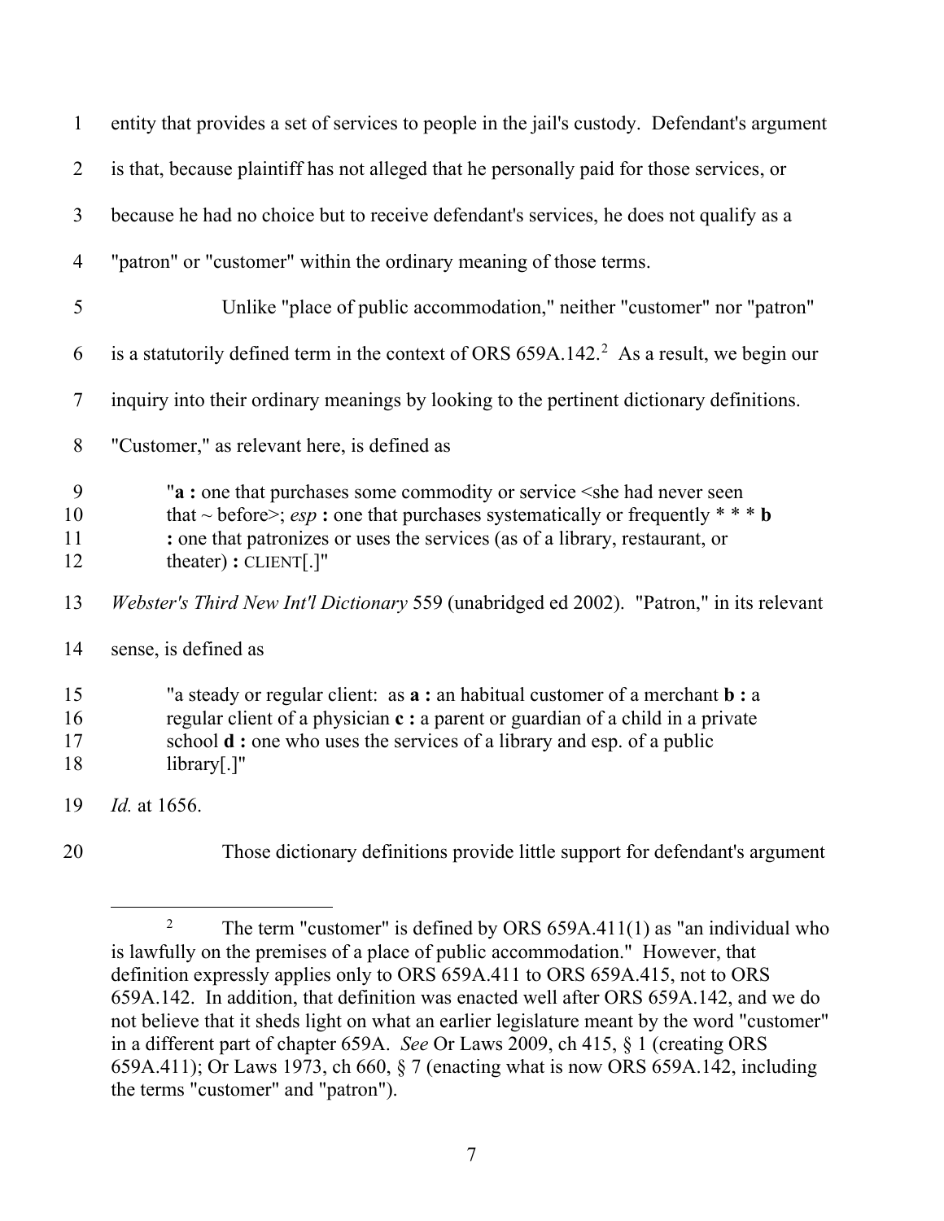entity that provides a set of services to people in the jail's custody. Defendant's argument is that, because plaintiff has not alleged that he personally paid for those services, or because he had no choice but to receive defendant's services, he does not qualify as a "patron" or "customer" within the ordinary meaning of those terms.

Unlike "place of public accommodation," neither "customer" nor "patron" is a statutorily defined term in the context of ORS 659A.142.[2] As a result, we begin our inquiry into their ordinary meanings by looking to the pertinent dictionary definitions. "Customer," as relevant here, is defined as

> "**a :** one that purchases some commodity or service <she had never seen that ~ before>; *esp* **:** one that purchases systematically or frequently * * * **b :** one that patronizes or uses the services (as of a library, restaurant, or theater) **:** CLIENT[.]"

*Webster's Third New Int'l Dictionary* 559 (unabridged ed 2002). "Patron," in its relevant sense, is defined as

> "a steady or regular client: as **a :** an habitual customer of a merchant **b :** a regular client of a physician **c :** a parent or guardian of a child in a private school **d :** one who uses the services of a library and esp. of a public library[.]"

*Id.* at 1656.

Those dictionary definitions provide little support for defendant's argument

---

[2] The term "customer" is defined by ORS 659A.411(1) as "an individual who is lawfully on the premises of a place of public accommodation." However, that definition expressly applies only to ORS 659A.411 to ORS 659A.415, not to ORS 659A.142. In addition, that definition was enacted well after ORS 659A.142, and we do not believe that it sheds light on what an earlier legislature meant by the word "customer" in a different part of chapter 659A. *See* Or Laws 2009, ch 415, § 1 (creating ORS 659A.411); Or Laws 1973, ch 660, § 7 (enacting what is now ORS 659A.142, including the terms "customer" and "patron").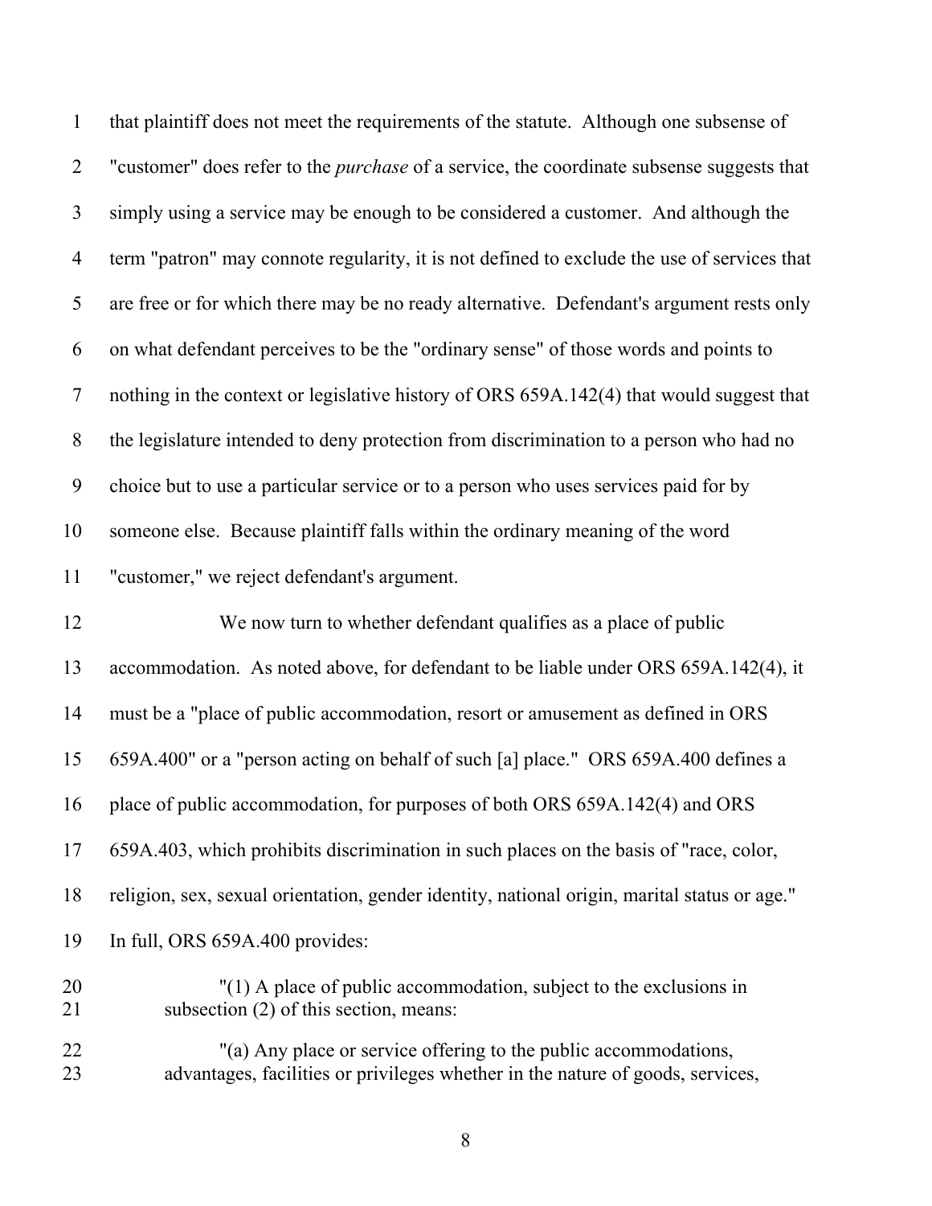that plaintiff does not meet the requirements of the statute. Although one subsense of "customer" does refer to the *purchase* of a service, the coordinate subsense suggests that simply using a service may be enough to be considered a customer. And although the term "patron" may connote regularity, it is not defined to exclude the use of services that are free or for which there may be no ready alternative. Defendant's argument rests only on what defendant perceives to be the "ordinary sense" of those words and points to nothing in the context or legislative history of ORS 659A.142(4) that would suggest that the legislature intended to deny protection from discrimination to a person who had no choice but to use a particular service or to a person who uses services paid for by someone else. Because plaintiff falls within the ordinary meaning of the word "customer," we reject defendant's argument.

We now turn to whether defendant qualifies as a place of public accommodation. As noted above, for defendant to be liable under ORS 659A.142(4), it must be a "place of public accommodation, resort or amusement as defined in ORS 659A.400" or a "person acting on behalf of such [a] place." ORS 659A.400 defines a place of public accommodation, for purposes of both ORS 659A.142(4) and ORS 659A.403, which prohibits discrimination in such places on the basis of "race, color, religion, sex, sexual orientation, gender identity, national origin, marital status or age." In full, ORS 659A.400 provides:

> "(1) A place of public accommodation, subject to the exclusions in subsection (2) of this section, means:
>
> "(a) Any place or service offering to the public accommodations, advantages, facilities or privileges whether in the nature of goods, services,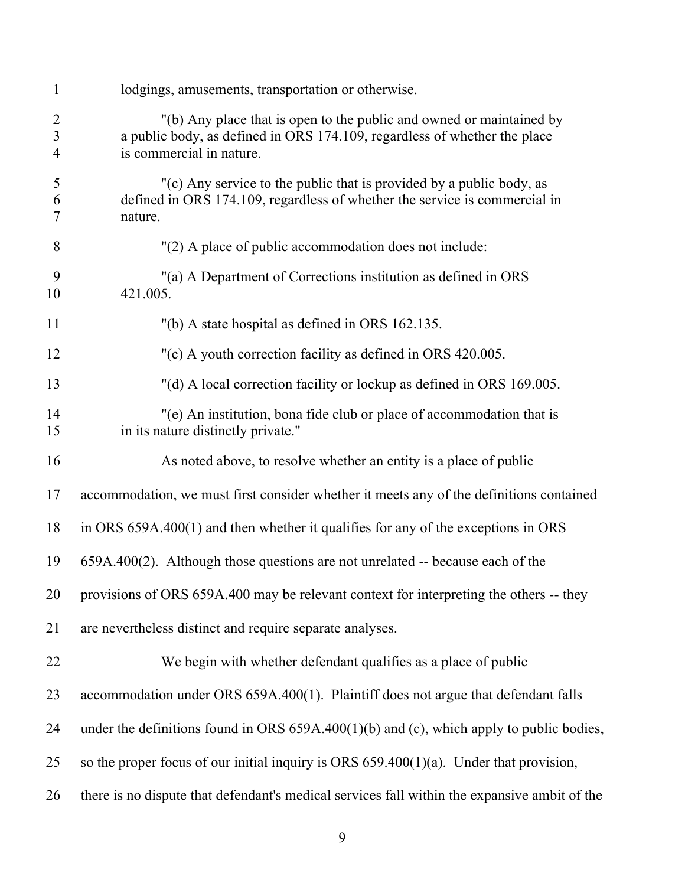lodgings, amusements, transportation or otherwise.

> "(b) Any place that is open to the public and owned or maintained by a public body, as defined in ORS 174.109, regardless of whether the place is commercial in nature.
>
> "(c) Any service to the public that is provided by a public body, as defined in ORS 174.109, regardless of whether the service is commercial in nature.
>
> "(2) A place of public accommodation does not include:
>
> "(a) A Department of Corrections institution as defined in ORS 421.005.
>
> "(b) A state hospital as defined in ORS 162.135.
>
> "(c) A youth correction facility as defined in ORS 420.005.
>
> "(d) A local correction facility or lockup as defined in ORS 169.005.
>
> "(e) An institution, bona fide club or place of accommodation that is in its nature distinctly private."

As noted above, to resolve whether an entity is a place of public accommodation, we must first consider whether it meets any of the definitions contained in ORS 659A.400(1) and then whether it qualifies for any of the exceptions in ORS 659A.400(2). Although those questions are not unrelated -- because each of the provisions of ORS 659A.400 may be relevant context for interpreting the others -- they are nevertheless distinct and require separate analyses.

We begin with whether defendant qualifies as a place of public accommodation under ORS 659A.400(1). Plaintiff does not argue that defendant falls under the definitions found in ORS 659A.400(1)(b) and (c), which apply to public bodies, so the proper focus of our initial inquiry is ORS 659.400(1)(a). Under that provision, there is no dispute that defendant's medical services fall within the expansive ambit of the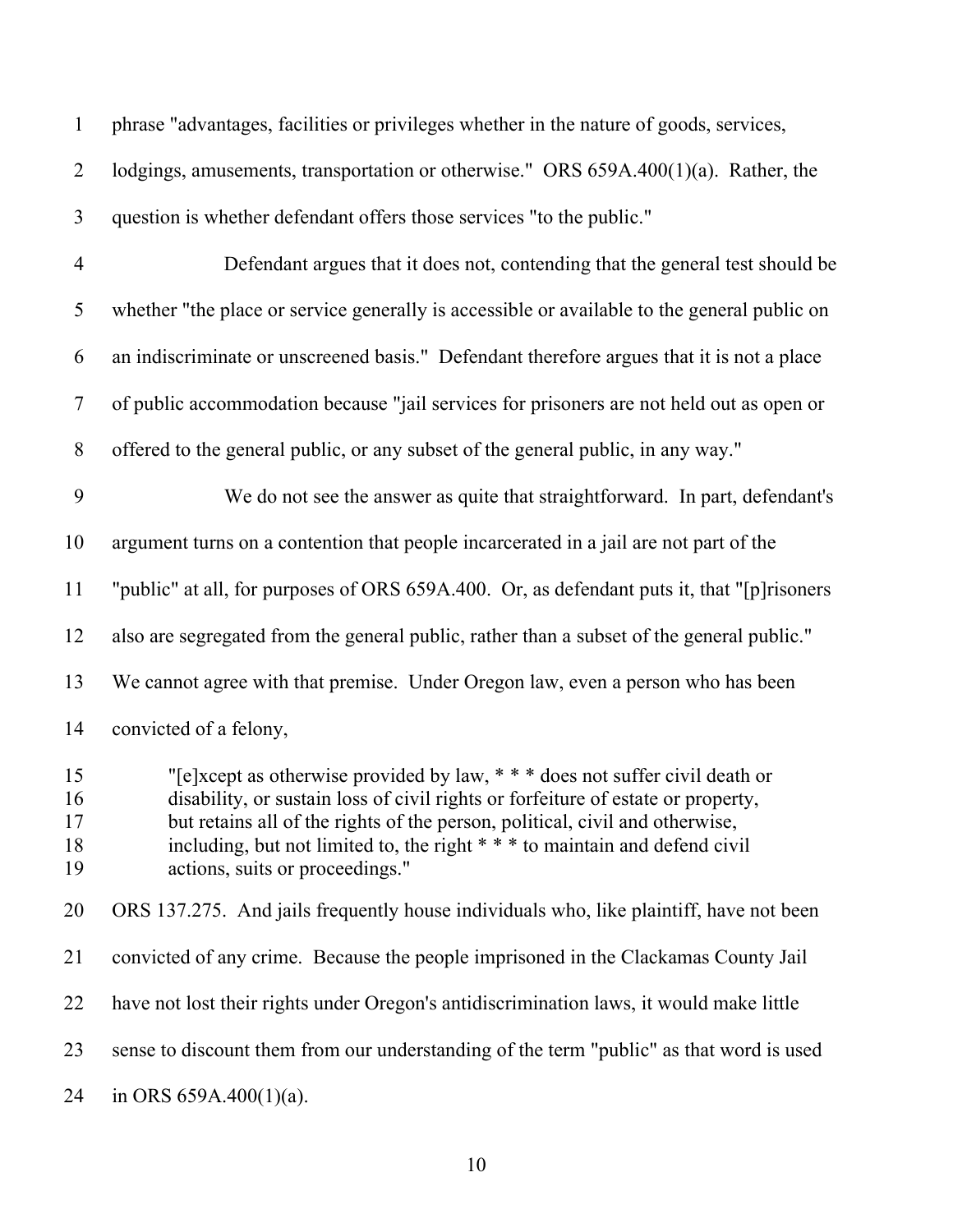phrase "advantages, facilities or privileges whether in the nature of goods, services, lodgings, amusements, transportation or otherwise." ORS 659A.400(1)(a). Rather, the question is whether defendant offers those services "to the public."

Defendant argues that it does not, contending that the general test should be whether "the place or service generally is accessible or available to the general public on an indiscriminate or unscreened basis." Defendant therefore argues that it is not a place of public accommodation because "jail services for prisoners are not held out as open or offered to the general public, or any subset of the general public, in any way."

We do not see the answer as quite that straightforward. In part, defendant's argument turns on a contention that people incarcerated in a jail are not part of the "public" at all, for purposes of ORS 659A.400. Or, as defendant puts it, that "[p]risoners also are segregated from the general public, rather than a subset of the general public." We cannot agree with that premise. Under Oregon law, even a person who has been convicted of a felony,

> "[e]xcept as otherwise provided by law, * * * does not suffer civil death or disability, or sustain loss of civil rights or forfeiture of estate or property, but retains all of the rights of the person, political, civil and otherwise, including, but not limited to, the right * * * to maintain and defend civil actions, suits or proceedings."

ORS 137.275. And jails frequently house individuals who, like plaintiff, have not been convicted of any crime. Because the people imprisoned in the Clackamas County Jail have not lost their rights under Oregon's antidiscrimination laws, it would make little sense to discount them from our understanding of the term "public" as that word is used in ORS 659A.400(1)(a).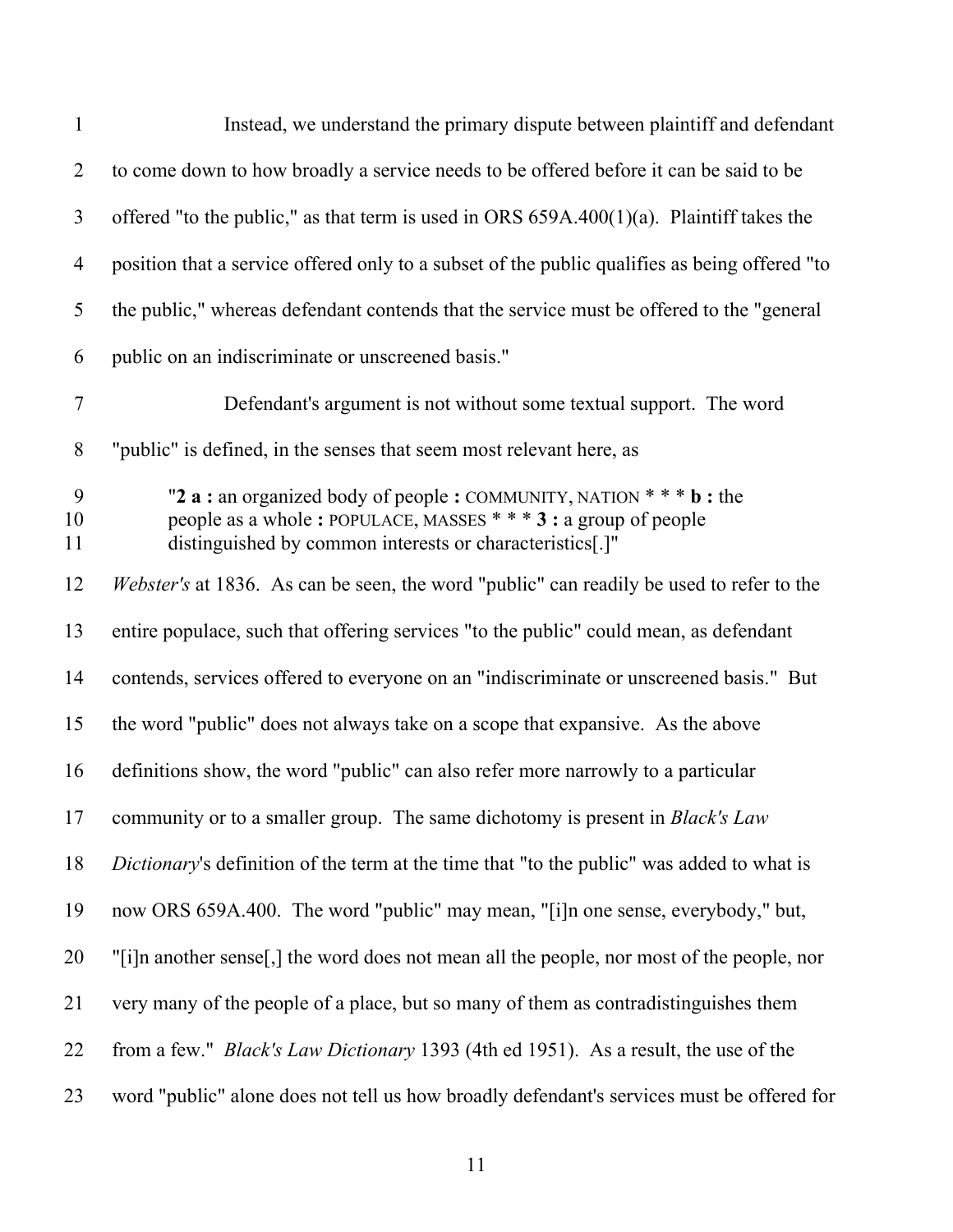Instead, we understand the primary dispute between plaintiff and defendant to come down to how broadly a service needs to be offered before it can be said to be offered "to the public," as that term is used in ORS 659A.400(1)(a). Plaintiff takes the position that a service offered only to a subset of the public qualifies as being offered "to the public," whereas defendant contends that the service must be offered to the "general public on an indiscriminate or unscreened basis."

Defendant's argument is not without some textual support. The word "public" is defined, in the senses that seem most relevant here, as

> "**2 a :** an organized body of people **:** COMMUNITY, NATION * * * **b :** the people as a whole **:** POPULACE, MASSES * * * **3 :** a group of people distinguished by common interests or characteristics[.]"

*Webster's* at 1836. As can be seen, the word "public" can readily be used to refer to the entire populace, such that offering services "to the public" could mean, as defendant contends, services offered to everyone on an "indiscriminate or unscreened basis." But the word "public" does not always take on a scope that expansive. As the above definitions show, the word "public" can also refer more narrowly to a particular community or to a smaller group. The same dichotomy is present in *Black's Law Dictionary*'s definition of the term at the time that "to the public" was added to what is now ORS 659A.400. The word "public" may mean, "[i]n one sense, everybody," but, "[i]n another sense[,] the word does not mean all the people, nor most of the people, nor very many of the people of a place, but so many of them as contradistinguishes them from a few." *Black's Law Dictionary* 1393 (4th ed 1951). As a result, the use of the word "public" alone does not tell us how broadly defendant's services must be offered for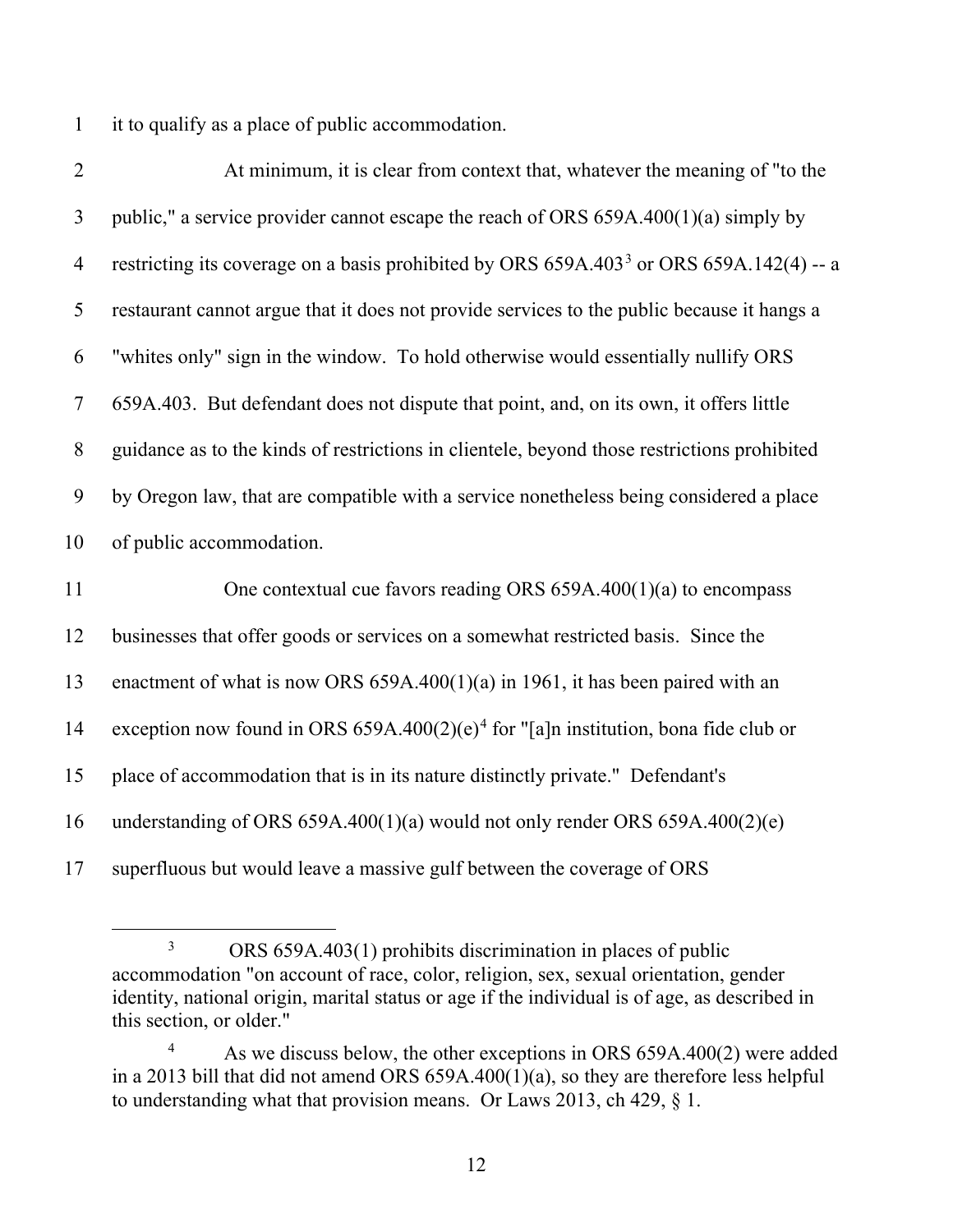it to qualify as a place of public accommodation.

At minimum, it is clear from context that, whatever the meaning of "to the public," a service provider cannot escape the reach of ORS 659A.400(1)(a) simply by restricting its coverage on a basis prohibited by ORS 659A.403[3] or ORS 659A.142(4) -- a restaurant cannot argue that it does not provide services to the public because it hangs a "whites only" sign in the window. To hold otherwise would essentially nullify ORS 659A.403. But defendant does not dispute that point, and, on its own, it offers little guidance as to the kinds of restrictions in clientele, beyond those restrictions prohibited by Oregon law, that are compatible with a service nonetheless being considered a place of public accommodation.

One contextual cue favors reading ORS 659A.400(1)(a) to encompass businesses that offer goods or services on a somewhat restricted basis. Since the enactment of what is now ORS 659A.400(1)(a) in 1961, it has been paired with an exception now found in ORS 659A.400(2)(e)[4] for "[a]n institution, bona fide club or place of accommodation that is in its nature distinctly private." Defendant's understanding of ORS 659A.400(1)(a) would not only render ORS 659A.400(2)(e) superfluous but would leave a massive gulf between the coverage of ORS

---

[3] ORS 659A.403(1) prohibits discrimination in places of public accommodation "on account of race, color, religion, sex, sexual orientation, gender identity, national origin, marital status or age if the individual is of age, as described in this section, or older."

[4] As we discuss below, the other exceptions in ORS 659A.400(2) were added in a 2013 bill that did not amend ORS 659A.400(1)(a), so they are therefore less helpful to understanding what that provision means. Or Laws 2013, ch 429, § 1.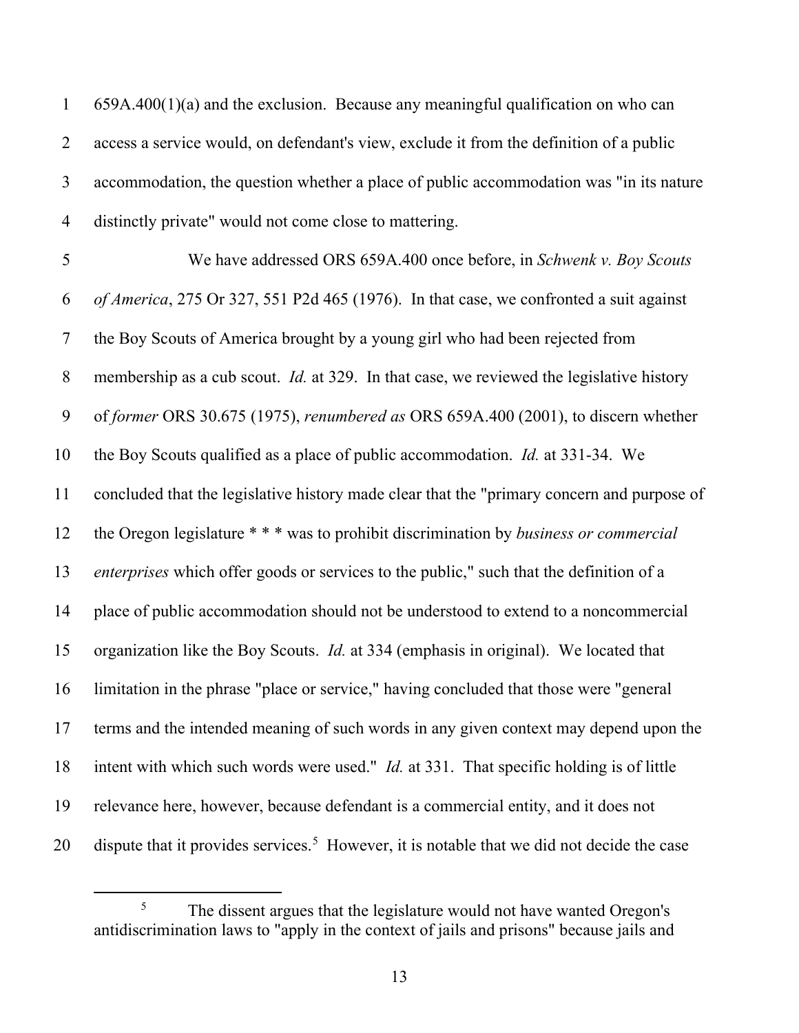659A.400(1)(a) and the exclusion. Because any meaningful qualification on who can access a service would, on defendant's view, exclude it from the definition of a public accommodation, the question whether a place of public accommodation was "in its nature distinctly private" would not come close to mattering.

We have addressed ORS 659A.400 once before, in *Schwenk v. Boy Scouts of America*, 275 Or 327, 551 P2d 465 (1976). In that case, we confronted a suit against the Boy Scouts of America brought by a young girl who had been rejected from membership as a cub scout. *Id.* at 329. In that case, we reviewed the legislative history of *former* ORS 30.675 (1975), *renumbered as* ORS 659A.400 (2001), to discern whether the Boy Scouts qualified as a place of public accommodation. *Id.* at 331-34. We concluded that the legislative history made clear that the "primary concern and purpose of the Oregon legislature * * * was to prohibit discrimination by *business or commercial enterprises* which offer goods or services to the public," such that the definition of a place of public accommodation should not be understood to extend to a noncommercial organization like the Boy Scouts. *Id.* at 334 (emphasis in original). We located that limitation in the phrase "place or service," having concluded that those were "general terms and the intended meaning of such words in any given context may depend upon the intent with which such words were used." *Id.* at 331. That specific holding is of little relevance here, however, because defendant is a commercial entity, and it does not dispute that it provides services.[5] However, it is notable that we did not decide the case

[5] The dissent argues that the legislature would not have wanted Oregon's antidiscrimination laws to "apply in the context of jails and prisons" because jails and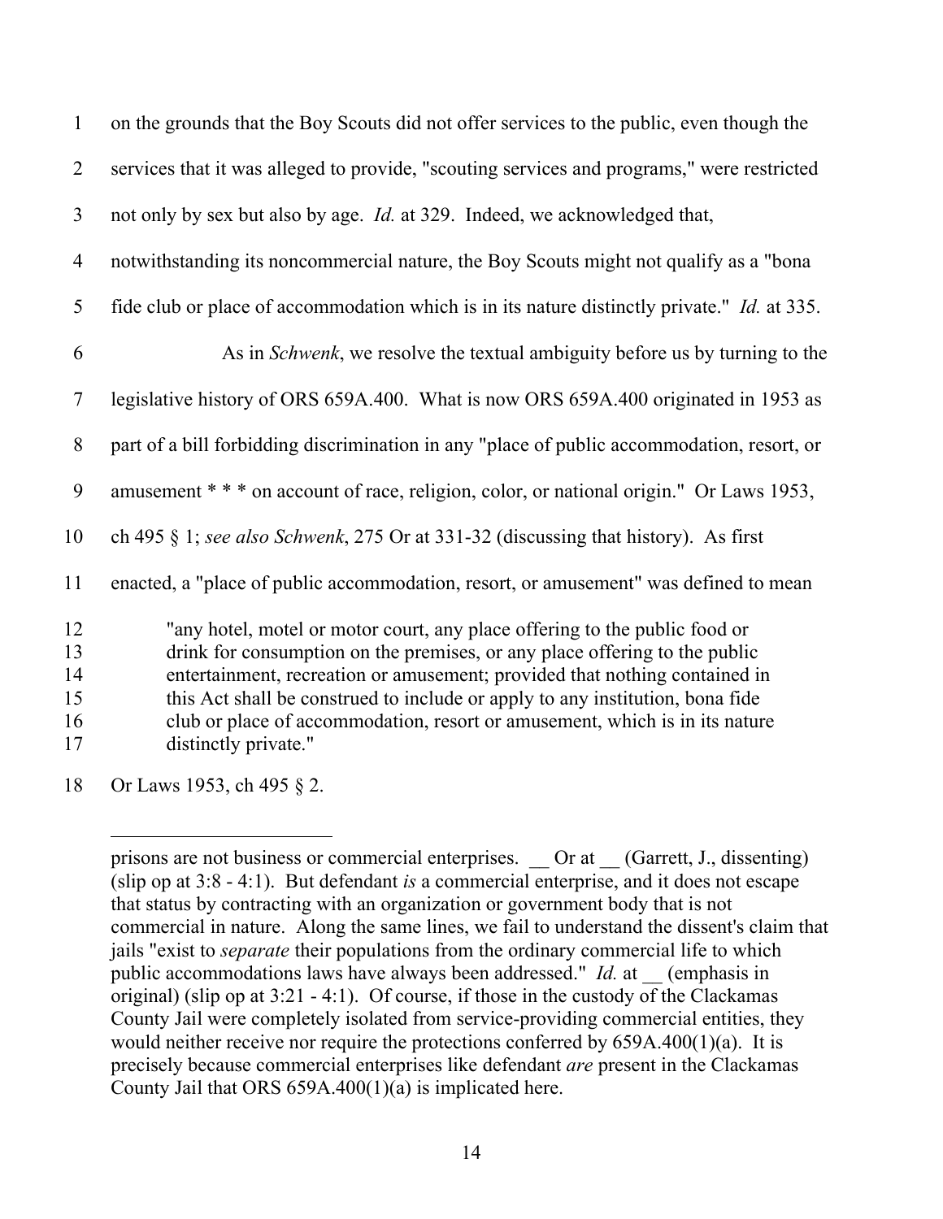on the grounds that the Boy Scouts did not offer services to the public, even though the services that it was alleged to provide, "scouting services and programs," were restricted not only by sex but also by age. *Id.* at 329. Indeed, we acknowledged that, notwithstanding its noncommercial nature, the Boy Scouts might not qualify as a "bona fide club or place of accommodation which is in its nature distinctly private." *Id.* at 335.

As in *Schwenk*, we resolve the textual ambiguity before us by turning to the legislative history of ORS 659A.400. What is now ORS 659A.400 originated in 1953 as part of a bill forbidding discrimination in any "place of public accommodation, resort, or amusement * * * on account of race, religion, color, or national origin." Or Laws 1953, ch 495 § 1; *see also Schwenk*, 275 Or at 331-32 (discussing that history). As first enacted, a "place of public accommodation, resort, or amusement" was defined to mean

> "any hotel, motel or motor court, any place offering to the public food or drink for consumption on the premises, or any place offering to the public entertainment, recreation or amusement; provided that nothing contained in this Act shall be construed to include or apply to any institution, bona fide club or place of accommodation, resort or amusement, which is in its nature distinctly private."

Or Laws 1953, ch 495 § 2.

---

prisons are not business or commercial enterprises. __ Or at __ (Garrett, J., dissenting) (slip op at 3:8 - 4:1). But defendant *is* a commercial enterprise, and it does not escape that status by contracting with an organization or government body that is not commercial in nature. Along the same lines, we fail to understand the dissent's claim that jails "exist to *separate* their populations from the ordinary commercial life to which public accommodations laws have always been addressed." *Id.* at __ (emphasis in original) (slip op at 3:21 - 4:1). Of course, if those in the custody of the Clackamas County Jail were completely isolated from service-providing commercial entities, they would neither receive nor require the protections conferred by 659A.400(1)(a). It is precisely because commercial enterprises like defendant *are* present in the Clackamas County Jail that ORS 659A.400(1)(a) is implicated here.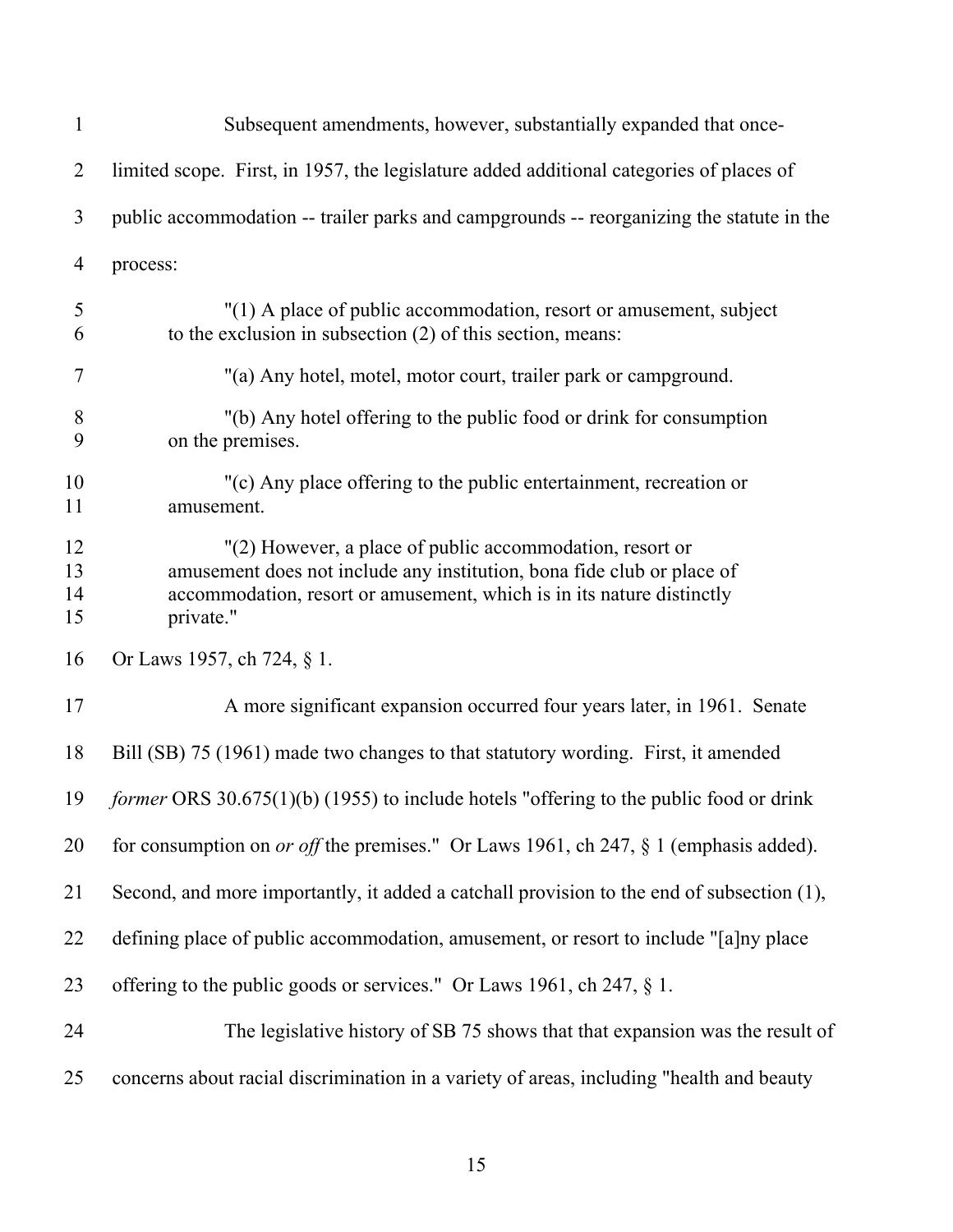Subsequent amendments, however, substantially expanded that once-limited scope. First, in 1957, the legislature added additional categories of places of public accommodation -- trailer parks and campgrounds -- reorganizing the statute in the process:

> "(1) A place of public accommodation, resort or amusement, subject to the exclusion in subsection (2) of this section, means:
>
> "(a) Any hotel, motel, motor court, trailer park or campground.
>
> "(b) Any hotel offering to the public food or drink for consumption on the premises.
>
> "(c) Any place offering to the public entertainment, recreation or amusement.
>
> "(2) However, a place of public accommodation, resort or amusement does not include any institution, bona fide club or place of accommodation, resort or amusement, which is in its nature distinctly private."

Or Laws 1957, ch 724, § 1.

A more significant expansion occurred four years later, in 1961. Senate Bill (SB) 75 (1961) made two changes to that statutory wording. First, it amended *former* ORS 30.675(1)(b) (1955) to include hotels "offering to the public food or drink for consumption on *or off* the premises." Or Laws 1961, ch 247, § 1 (emphasis added). Second, and more importantly, it added a catchall provision to the end of subsection (1), defining place of public accommodation, amusement, or resort to include "[a]ny place offering to the public goods or services." Or Laws 1961, ch 247, § 1.

The legislative history of SB 75 shows that that expansion was the result of concerns about racial discrimination in a variety of areas, including "health and beauty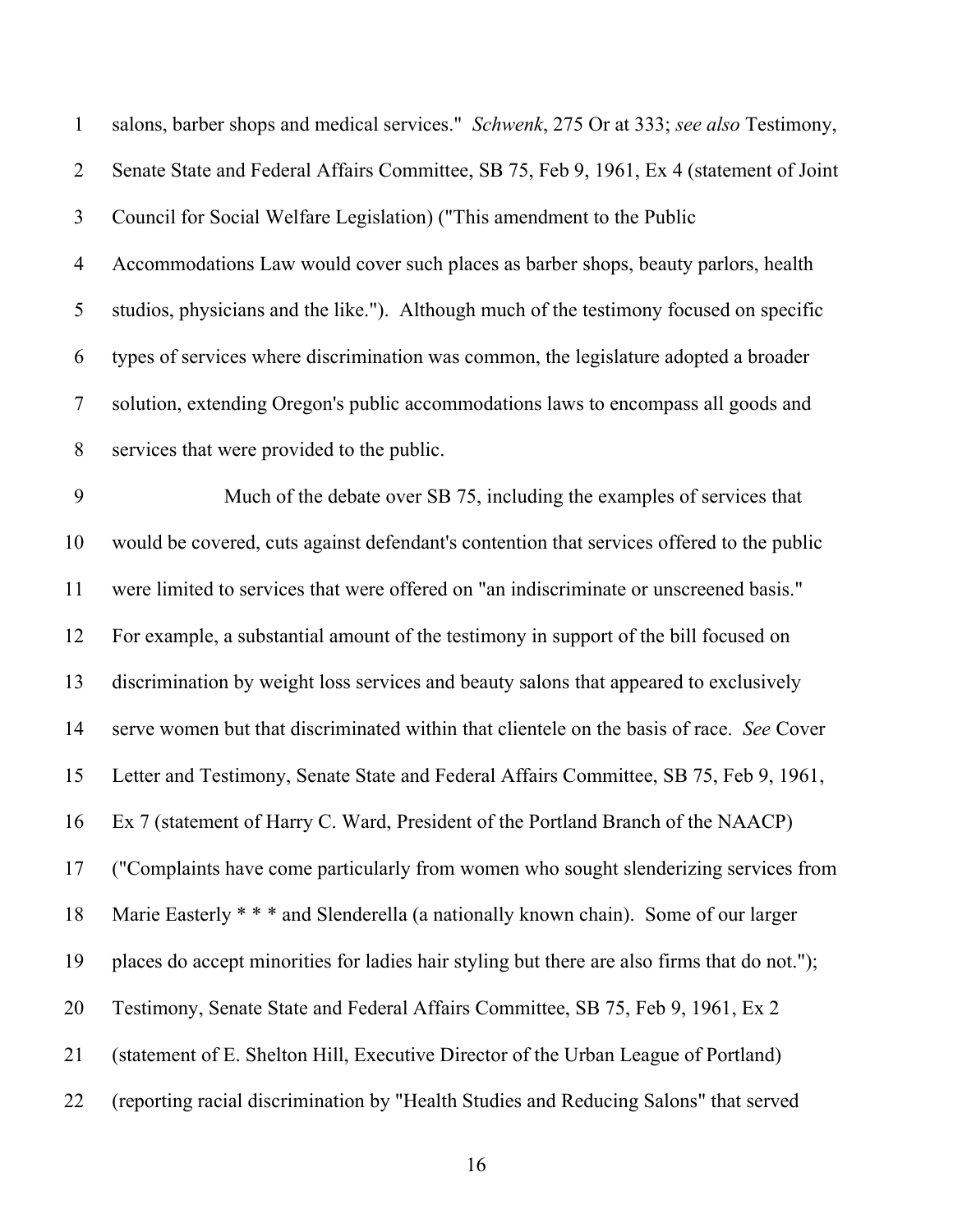salons, barber shops and medical services." *Schwenk*, 275 Or at 333; *see also* Testimony, Senate State and Federal Affairs Committee, SB 75, Feb 9, 1961, Ex 4 (statement of Joint Council for Social Welfare Legislation) ("This amendment to the Public Accommodations Law would cover such places as barber shops, beauty parlors, health studios, physicians and the like."). Although much of the testimony focused on specific types of services where discrimination was common, the legislature adopted a broader solution, extending Oregon's public accommodations laws to encompass all goods and services that were provided to the public.

Much of the debate over SB 75, including the examples of services that would be covered, cuts against defendant's contention that services offered to the public were limited to services that were offered on "an indiscriminate or unscreened basis." For example, a substantial amount of the testimony in support of the bill focused on discrimination by weight loss services and beauty salons that appeared to exclusively serve women but that discriminated within that clientele on the basis of race. *See* Cover Letter and Testimony, Senate State and Federal Affairs Committee, SB 75, Feb 9, 1961, Ex 7 (statement of Harry C. Ward, President of the Portland Branch of the NAACP) ("Complaints have come particularly from women who sought slenderizing services from Marie Easterly * * * and Slenderella (a nationally known chain). Some of our larger places do accept minorities for ladies hair styling but there are also firms that do not."); Testimony, Senate State and Federal Affairs Committee, SB 75, Feb 9, 1961, Ex 2 (statement of E. Shelton Hill, Executive Director of the Urban League of Portland) (reporting racial discrimination by "Health Studies and Reducing Salons" that served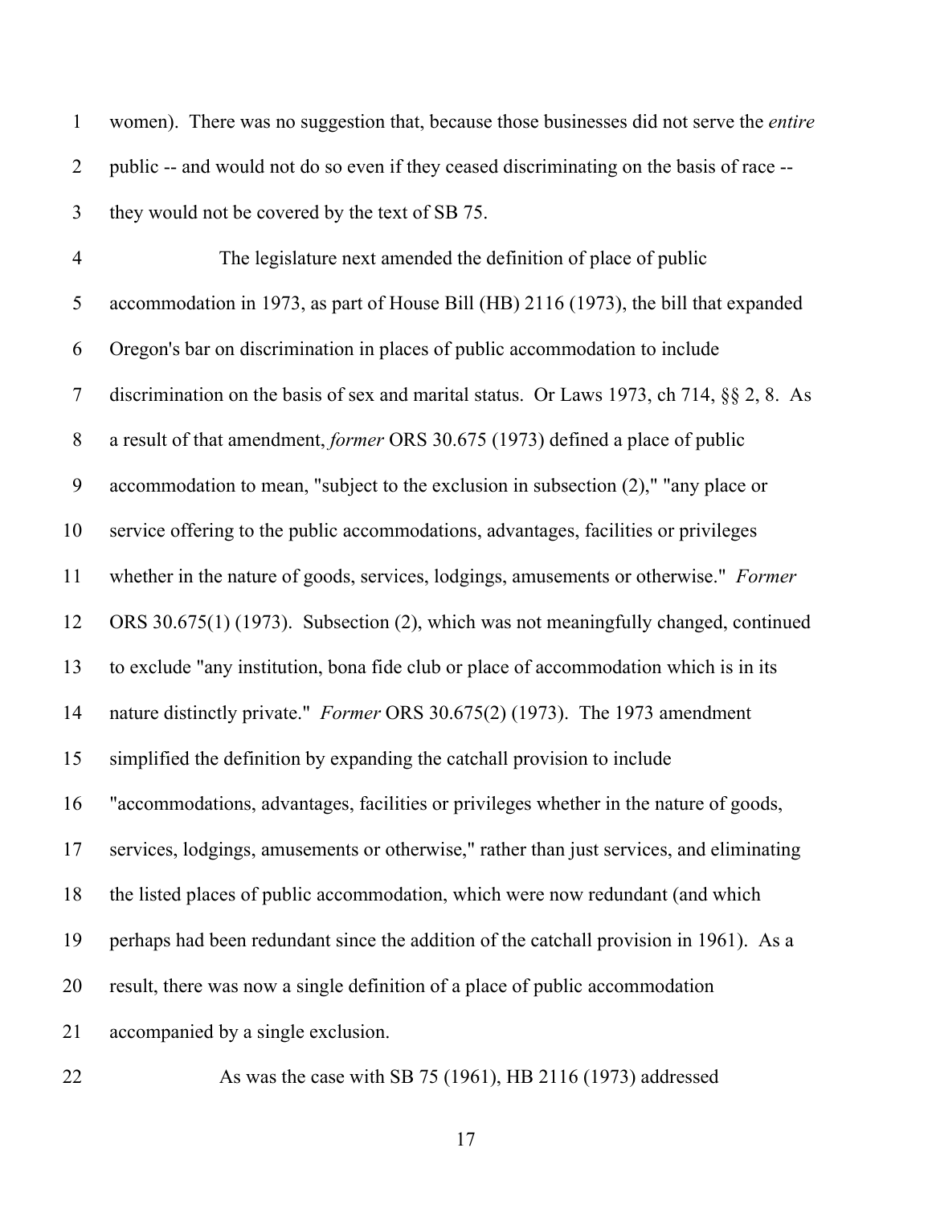women). There was no suggestion that, because those businesses did not serve the *entire* public -- and would not do so even if they ceased discriminating on the basis of race -- they would not be covered by the text of SB 75.

The legislature next amended the definition of place of public accommodation in 1973, as part of House Bill (HB) 2116 (1973), the bill that expanded Oregon's bar on discrimination in places of public accommodation to include discrimination on the basis of sex and marital status. Or Laws 1973, ch 714, §§ 2, 8. As a result of that amendment, *former* ORS 30.675 (1973) defined a place of public accommodation to mean, "subject to the exclusion in subsection (2)," "any place or service offering to the public accommodations, advantages, facilities or privileges whether in the nature of goods, services, lodgings, amusements or otherwise." *Former* ORS 30.675(1) (1973). Subsection (2), which was not meaningfully changed, continued to exclude "any institution, bona fide club or place of accommodation which is in its nature distinctly private." *Former* ORS 30.675(2) (1973). The 1973 amendment simplified the definition by expanding the catchall provision to include "accommodations, advantages, facilities or privileges whether in the nature of goods, services, lodgings, amusements or otherwise," rather than just services, and eliminating the listed places of public accommodation, which were now redundant (and which perhaps had been redundant since the addition of the catchall provision in 1961). As a result, there was now a single definition of a place of public accommodation accompanied by a single exclusion.

As was the case with SB 75 (1961), HB 2116 (1973) addressed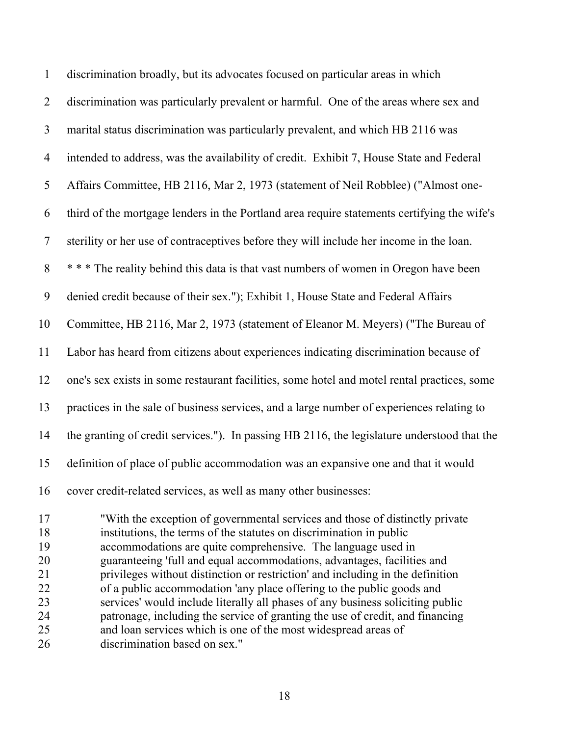discrimination broadly, but its advocates focused on particular areas in which discrimination was particularly prevalent or harmful. One of the areas where sex and marital status discrimination was particularly prevalent, and which HB 2116 was intended to address, was the availability of credit. Exhibit 7, House State and Federal Affairs Committee, HB 2116, Mar 2, 1973 (statement of Neil Robblee) ("Almost one-third of the mortgage lenders in the Portland area require statements certifying the wife's sterility or her use of contraceptives before they will include her income in the loan. * * * The reality behind this data is that vast numbers of women in Oregon have been denied credit because of their sex."); Exhibit 1, House State and Federal Affairs Committee, HB 2116, Mar 2, 1973 (statement of Eleanor M. Meyers) ("The Bureau of Labor has heard from citizens about experiences indicating discrimination because of one's sex exists in some restaurant facilities, some hotel and motel rental practices, some practices in the sale of business services, and a large number of experiences relating to the granting of credit services."). In passing HB 2116, the legislature understood that the definition of place of public accommodation was an expansive one and that it would cover credit-related services, as well as many other businesses:

> "With the exception of governmental services and those of distinctly private institutions, the terms of the statutes on discrimination in public accommodations are quite comprehensive. The language used in guaranteeing 'full and equal accommodations, advantages, facilities and privileges without distinction or restriction' and including in the definition of a public accommodation 'any place offering to the public goods and services' would include literally all phases of any business soliciting public patronage, including the service of granting the use of credit, and financing and loan services which is one of the most widespread areas of discrimination based on sex."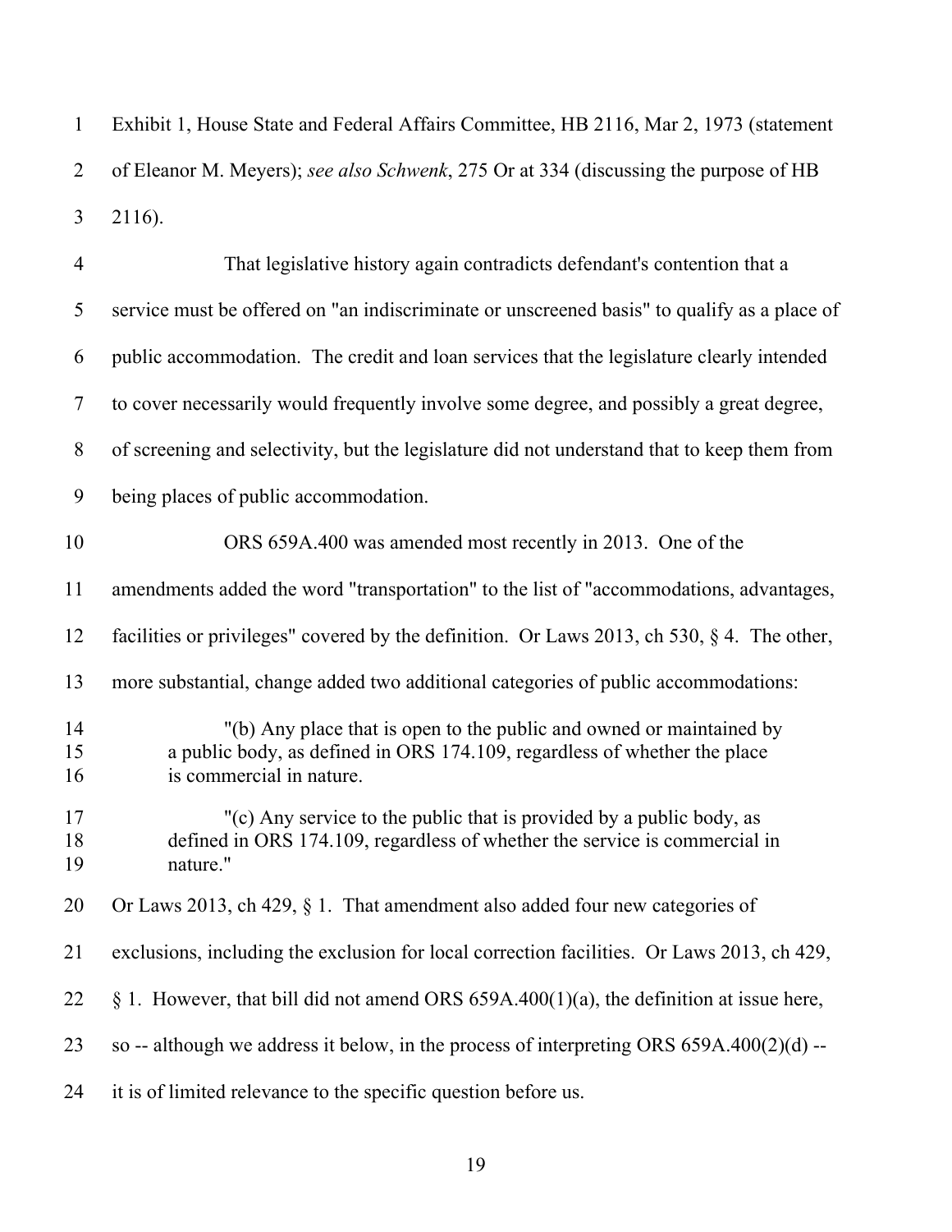Exhibit 1, House State and Federal Affairs Committee, HB 2116, Mar 2, 1973 (statement of Eleanor M. Meyers); *see also Schwenk*, 275 Or at 334 (discussing the purpose of HB 2116).

That legislative history again contradicts defendant's contention that a service must be offered on "an indiscriminate or unscreened basis" to qualify as a place of public accommodation. The credit and loan services that the legislature clearly intended to cover necessarily would frequently involve some degree, and possibly a great degree, of screening and selectivity, but the legislature did not understand that to keep them from being places of public accommodation.

ORS 659A.400 was amended most recently in 2013. One of the amendments added the word "transportation" to the list of "accommodations, advantages, facilities or privileges" covered by the definition. Or Laws 2013, ch 530, § 4. The other, more substantial, change added two additional categories of public accommodations:

> "(b) Any place that is open to the public and owned or maintained by a public body, as defined in ORS 174.109, regardless of whether the place is commercial in nature.
>
> "(c) Any service to the public that is provided by a public body, as defined in ORS 174.109, regardless of whether the service is commercial in nature."

Or Laws 2013, ch 429, § 1. That amendment also added four new categories of exclusions, including the exclusion for local correction facilities. Or Laws 2013, ch 429, § 1. However, that bill did not amend ORS 659A.400(1)(a), the definition at issue here, so -- although we address it below, in the process of interpreting ORS 659A.400(2)(d) -- it is of limited relevance to the specific question before us.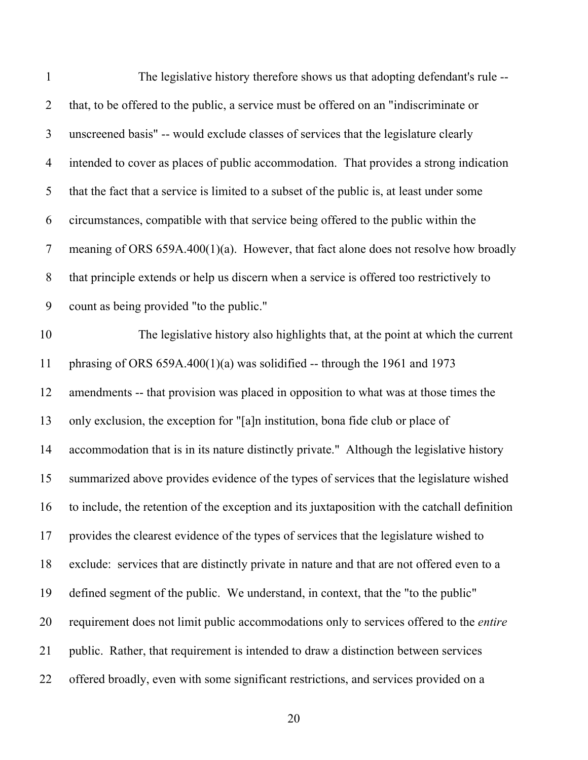The legislative history therefore shows us that adopting defendant's rule -- that, to be offered to the public, a service must be offered on an "indiscriminate or unscreened basis" -- would exclude classes of services that the legislature clearly intended to cover as places of public accommodation. That provides a strong indication that the fact that a service is limited to a subset of the public is, at least under some circumstances, compatible with that service being offered to the public within the meaning of ORS 659A.400(1)(a). However, that fact alone does not resolve how broadly that principle extends or help us discern when a service is offered too restrictively to count as being provided "to the public."

The legislative history also highlights that, at the point at which the current phrasing of ORS 659A.400(1)(a) was solidified -- through the 1961 and 1973 amendments -- that provision was placed in opposition to what was at those times the only exclusion, the exception for "[a]n institution, bona fide club or place of accommodation that is in its nature distinctly private." Although the legislative history summarized above provides evidence of the types of services that the legislature wished to include, the retention of the exception and its juxtaposition with the catchall definition provides the clearest evidence of the types of services that the legislature wished to exclude: services that are distinctly private in nature and that are not offered even to a defined segment of the public. We understand, in context, that the "to the public" requirement does not limit public accommodations only to services offered to the *entire* public. Rather, that requirement is intended to draw a distinction between services offered broadly, even with some significant restrictions, and services provided on a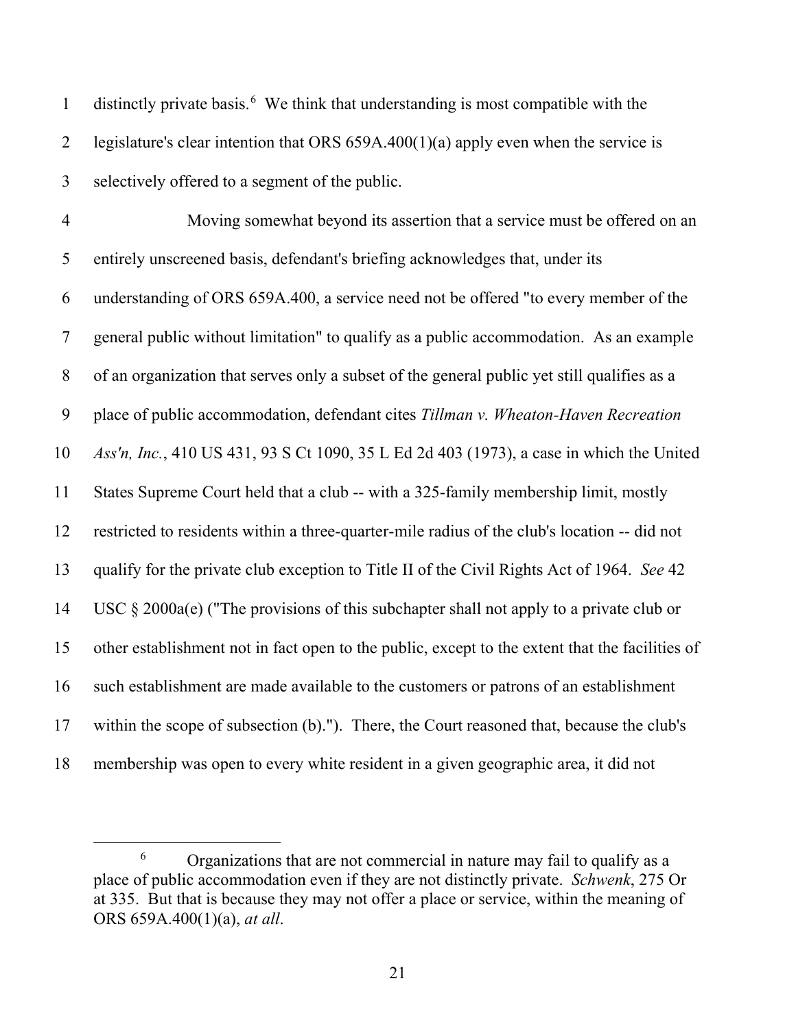distinctly private basis.[6] We think that understanding is most compatible with the legislature's clear intention that ORS 659A.400(1)(a) apply even when the service is selectively offered to a segment of the public.

Moving somewhat beyond its assertion that a service must be offered on an entirely unscreened basis, defendant's briefing acknowledges that, under its understanding of ORS 659A.400, a service need not be offered "to every member of the general public without limitation" to qualify as a public accommodation. As an example of an organization that serves only a subset of the general public yet still qualifies as a place of public accommodation, defendant cites *Tillman v. Wheaton-Haven Recreation Ass'n, Inc.*, 410 US 431, 93 S Ct 1090, 35 L Ed 2d 403 (1973), a case in which the United States Supreme Court held that a club -- with a 325-family membership limit, mostly restricted to residents within a three-quarter-mile radius of the club's location -- did not qualify for the private club exception to Title II of the Civil Rights Act of 1964. *See* 42 USC § 2000a(e) ("The provisions of this subchapter shall not apply to a private club or other establishment not in fact open to the public, except to the extent that the facilities of such establishment are made available to the customers or patrons of an establishment within the scope of subsection (b)."). There, the Court reasoned that, because the club's membership was open to every white resident in a given geographic area, it did not

---

[6] Organizations that are not commercial in nature may fail to qualify as a place of public accommodation even if they are not distinctly private. *Schwenk*, 275 Or at 335. But that is because they may not offer a place or service, within the meaning of ORS 659A.400(1)(a), *at all*.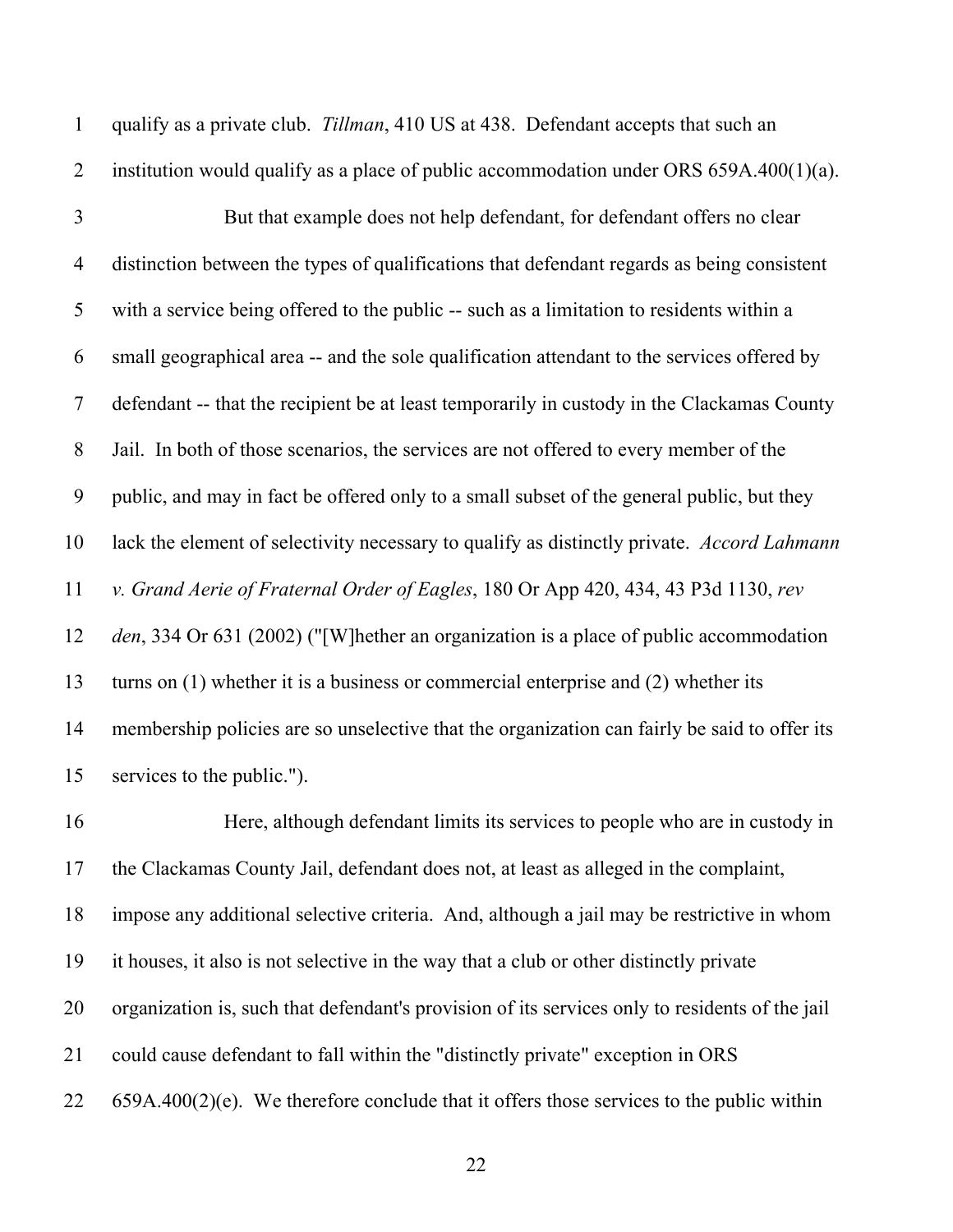qualify as a private club. *Tillman*, 410 US at 438. Defendant accepts that such an institution would qualify as a place of public accommodation under ORS 659A.400(1)(a).

But that example does not help defendant, for defendant offers no clear distinction between the types of qualifications that defendant regards as being consistent with a service being offered to the public -- such as a limitation to residents within a small geographical area -- and the sole qualification attendant to the services offered by defendant -- that the recipient be at least temporarily in custody in the Clackamas County Jail. In both of those scenarios, the services are not offered to every member of the public, and may in fact be offered only to a small subset of the general public, but they lack the element of selectivity necessary to qualify as distinctly private. *Accord Lahmann v. Grand Aerie of Fraternal Order of Eagles*, 180 Or App 420, 434, 43 P3d 1130, *rev den*, 334 Or 631 (2002) ("[W]hether an organization is a place of public accommodation turns on (1) whether it is a business or commercial enterprise and (2) whether its membership policies are so unselective that the organization can fairly be said to offer its services to the public.").

Here, although defendant limits its services to people who are in custody in the Clackamas County Jail, defendant does not, at least as alleged in the complaint, impose any additional selective criteria. And, although a jail may be restrictive in whom it houses, it also is not selective in the way that a club or other distinctly private organization is, such that defendant's provision of its services only to residents of the jail could cause defendant to fall within the "distinctly private" exception in ORS 659A.400(2)(e). We therefore conclude that it offers those services to the public within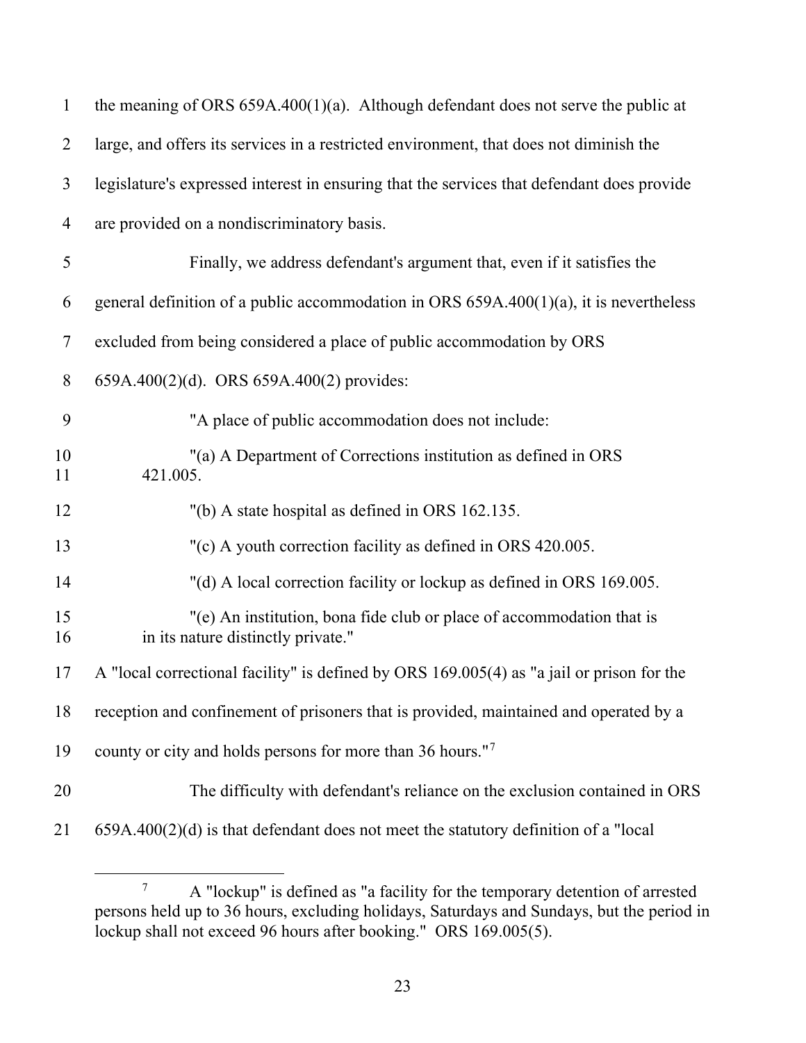the meaning of ORS 659A.400(1)(a). Although defendant does not serve the public at large, and offers its services in a restricted environment, that does not diminish the legislature's expressed interest in ensuring that the services that defendant does provide are provided on a nondiscriminatory basis.

Finally, we address defendant's argument that, even if it satisfies the general definition of a public accommodation in ORS 659A.400(1)(a), it is nevertheless excluded from being considered a place of public accommodation by ORS 659A.400(2)(d). ORS 659A.400(2) provides:

> "A place of public accommodation does not include:
>
> "(a) A Department of Corrections institution as defined in ORS 421.005.
>
> "(b) A state hospital as defined in ORS 162.135.
>
> "(c) A youth correction facility as defined in ORS 420.005.
>
> "(d) A local correction facility or lockup as defined in ORS 169.005.
>
> "(e) An institution, bona fide club or place of accommodation that is in its nature distinctly private."

A "local correctional facility" is defined by ORS 169.005(4) as "a jail or prison for the reception and confinement of prisoners that is provided, maintained and operated by a county or city and holds persons for more than 36 hours."[7]

The difficulty with defendant's reliance on the exclusion contained in ORS 659A.400(2)(d) is that defendant does not meet the statutory definition of a "local

---

[7] A "lockup" is defined as "a facility for the temporary detention of arrested persons held up to 36 hours, excluding holidays, Saturdays and Sundays, but the period in lockup shall not exceed 96 hours after booking." ORS 169.005(5).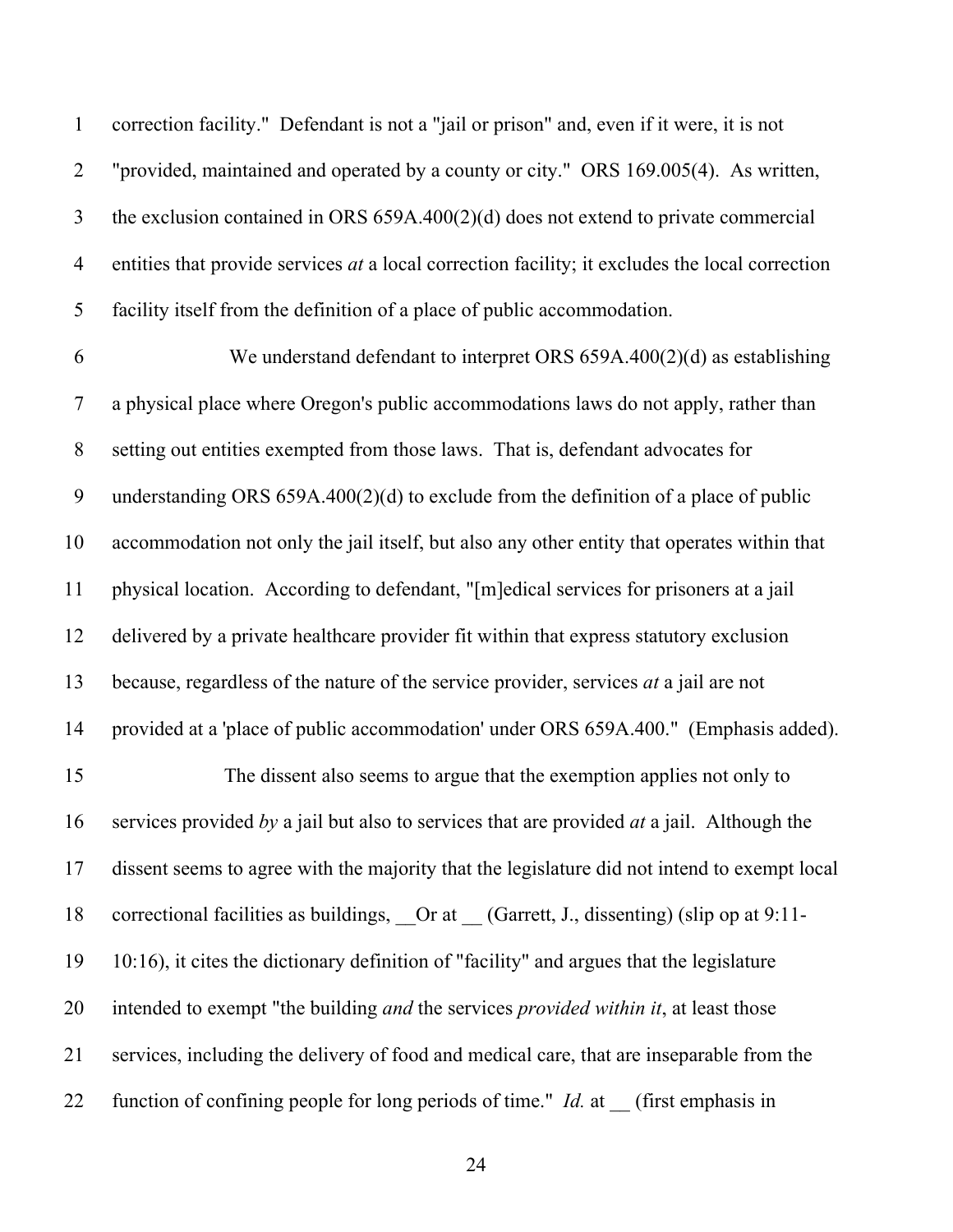correction facility." Defendant is not a "jail or prison" and, even if it were, it is not "provided, maintained and operated by a county or city." ORS 169.005(4). As written, the exclusion contained in ORS 659A.400(2)(d) does not extend to private commercial entities that provide services *at* a local correction facility; it excludes the local correction facility itself from the definition of a place of public accommodation.

We understand defendant to interpret ORS 659A.400(2)(d) as establishing a physical place where Oregon's public accommodations laws do not apply, rather than setting out entities exempted from those laws. That is, defendant advocates for understanding ORS 659A.400(2)(d) to exclude from the definition of a place of public accommodation not only the jail itself, but also any other entity that operates within that physical location. According to defendant, "[m]edical services for prisoners at a jail delivered by a private healthcare provider fit within that express statutory exclusion because, regardless of the nature of the service provider, services *at* a jail are not provided at a 'place of public accommodation' under ORS 659A.400." (Emphasis added).

The dissent also seems to argue that the exemption applies not only to services provided *by* a jail but also to services that are provided *at* a jail. Although the dissent seems to agree with the majority that the legislature did not intend to exempt local correctional facilities as buildings, __Or at __ (Garrett, J., dissenting) (slip op at 9:11-10:16), it cites the dictionary definition of "facility" and argues that the legislature intended to exempt "the building *and* the services *provided within it*, at least those services, including the delivery of food and medical care, that are inseparable from the function of confining people for long periods of time." *Id.* at __ (first emphasis in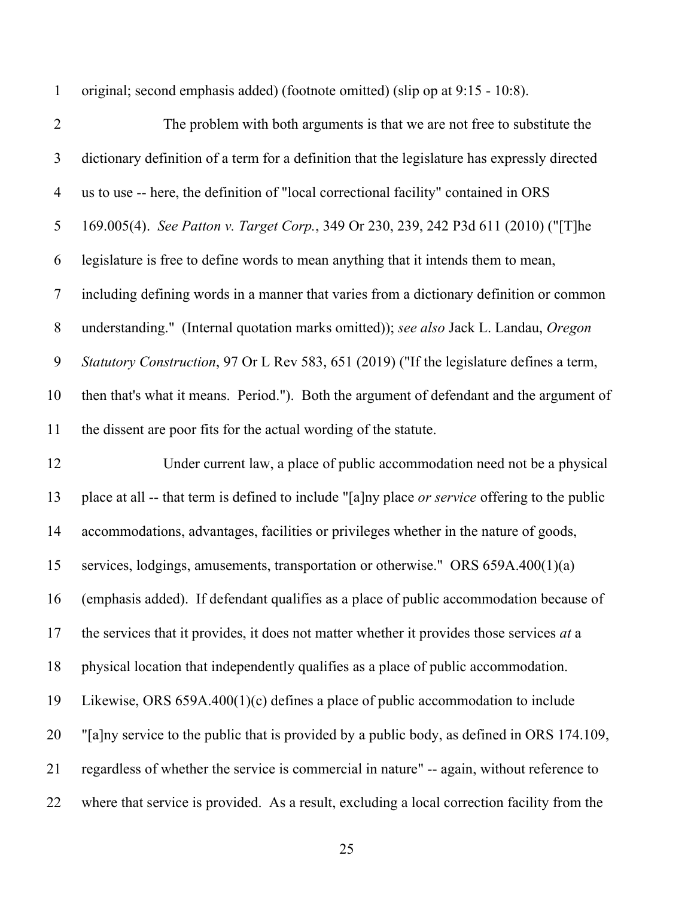original; second emphasis added) (footnote omitted) (slip op at 9:15 - 10:8).

The problem with both arguments is that we are not free to substitute the dictionary definition of a term for a definition that the legislature has expressly directed us to use -- here, the definition of "local correctional facility" contained in ORS 169.005(4). *See Patton v. Target Corp.*, 349 Or 230, 239, 242 P3d 611 (2010) ("[T]he legislature is free to define words to mean anything that it intends them to mean, including defining words in a manner that varies from a dictionary definition or common understanding." (Internal quotation marks omitted)); *see also* Jack L. Landau, *Oregon Statutory Construction*, 97 Or L Rev 583, 651 (2019) ("If the legislature defines a term, then that's what it means. Period."). Both the argument of defendant and the argument of the dissent are poor fits for the actual wording of the statute.

Under current law, a place of public accommodation need not be a physical place at all -- that term is defined to include "[a]ny place *or service* offering to the public accommodations, advantages, facilities or privileges whether in the nature of goods, services, lodgings, amusements, transportation or otherwise." ORS 659A.400(1)(a) (emphasis added). If defendant qualifies as a place of public accommodation because of the services that it provides, it does not matter whether it provides those services *at* a physical location that independently qualifies as a place of public accommodation. Likewise, ORS 659A.400(1)(c) defines a place of public accommodation to include "[a]ny service to the public that is provided by a public body, as defined in ORS 174.109, regardless of whether the service is commercial in nature" -- again, without reference to where that service is provided. As a result, excluding a local correction facility from the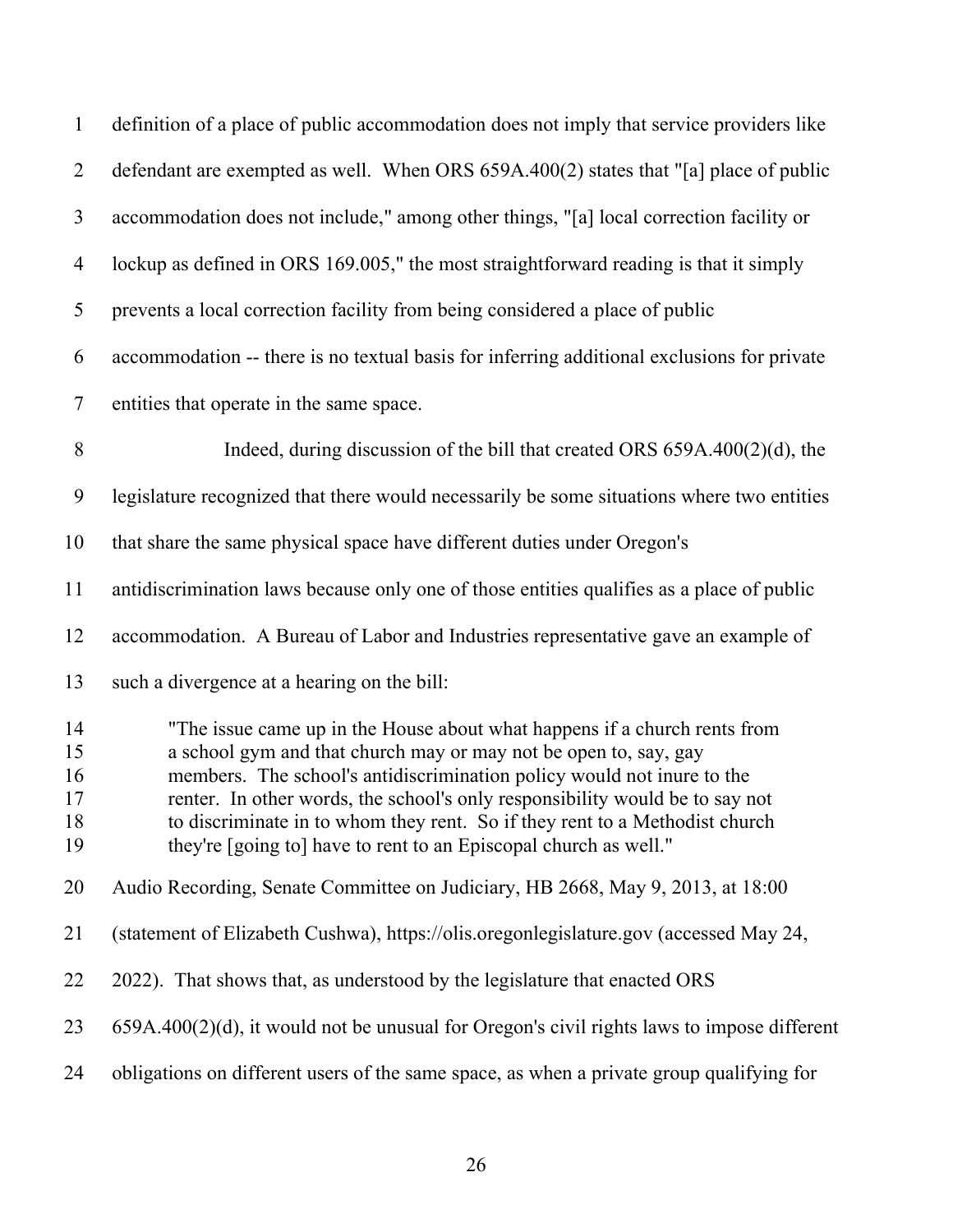definition of a place of public accommodation does not imply that service providers like defendant are exempted as well. When ORS 659A.400(2) states that "[a] place of public accommodation does not include," among other things, "[a] local correction facility or lockup as defined in ORS 169.005," the most straightforward reading is that it simply prevents a local correction facility from being considered a place of public accommodation -- there is no textual basis for inferring additional exclusions for private entities that operate in the same space.

Indeed, during discussion of the bill that created ORS 659A.400(2)(d), the legislature recognized that there would necessarily be some situations where two entities that share the same physical space have different duties under Oregon's antidiscrimination laws because only one of those entities qualifies as a place of public accommodation. A Bureau of Labor and Industries representative gave an example of such a divergence at a hearing on the bill:

> "The issue came up in the House about what happens if a church rents from a school gym and that church may or may not be open to, say, gay members. The school's antidiscrimination policy would not inure to the renter. In other words, the school's only responsibility would be to say not to discriminate in to whom they rent. So if they rent to a Methodist church they're [going to] have to rent to an Episcopal church as well."

Audio Recording, Senate Committee on Judiciary, HB 2668, May 9, 2013, at 18:00 (statement of Elizabeth Cushwa), https://olis.oregonlegislature.gov (accessed May 24, 2022). That shows that, as understood by the legislature that enacted ORS 659A.400(2)(d), it would not be unusual for Oregon's civil rights laws to impose different obligations on different users of the same space, as when a private group qualifying for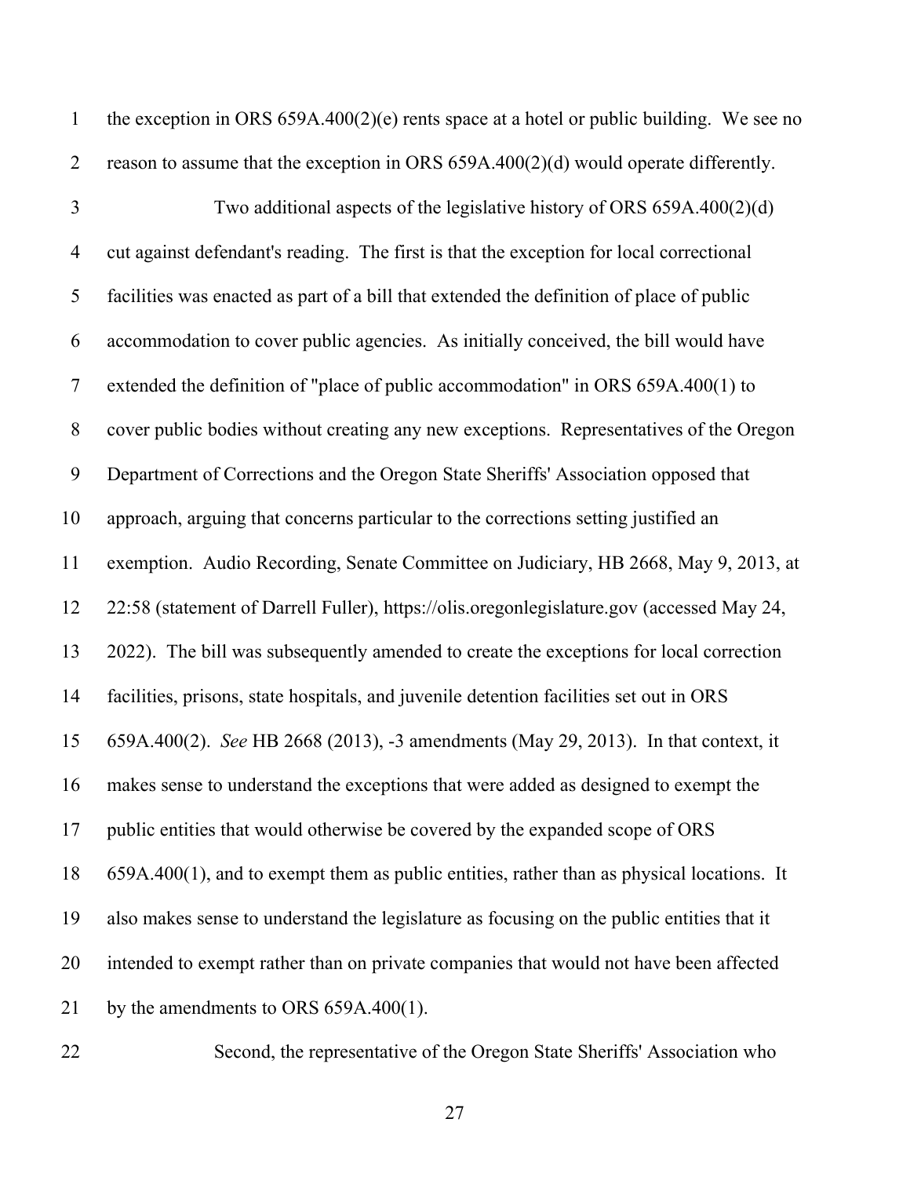the exception in ORS 659A.400(2)(e) rents space at a hotel or public building. We see no reason to assume that the exception in ORS 659A.400(2)(d) would operate differently.

Two additional aspects of the legislative history of ORS 659A.400(2)(d) cut against defendant's reading. The first is that the exception for local correctional facilities was enacted as part of a bill that extended the definition of place of public accommodation to cover public agencies. As initially conceived, the bill would have extended the definition of "place of public accommodation" in ORS 659A.400(1) to cover public bodies without creating any new exceptions. Representatives of the Oregon Department of Corrections and the Oregon State Sheriffs' Association opposed that approach, arguing that concerns particular to the corrections setting justified an exemption. Audio Recording, Senate Committee on Judiciary, HB 2668, May 9, 2013, at 22:58 (statement of Darrell Fuller), https://olis.oregonlegislature.gov (accessed May 24, 2022). The bill was subsequently amended to create the exceptions for local correction facilities, prisons, state hospitals, and juvenile detention facilities set out in ORS 659A.400(2). *See* HB 2668 (2013), -3 amendments (May 29, 2013). In that context, it makes sense to understand the exceptions that were added as designed to exempt the public entities that would otherwise be covered by the expanded scope of ORS 659A.400(1), and to exempt them as public entities, rather than as physical locations. It also makes sense to understand the legislature as focusing on the public entities that it intended to exempt rather than on private companies that would not have been affected by the amendments to ORS 659A.400(1).

Second, the representative of the Oregon State Sheriffs' Association who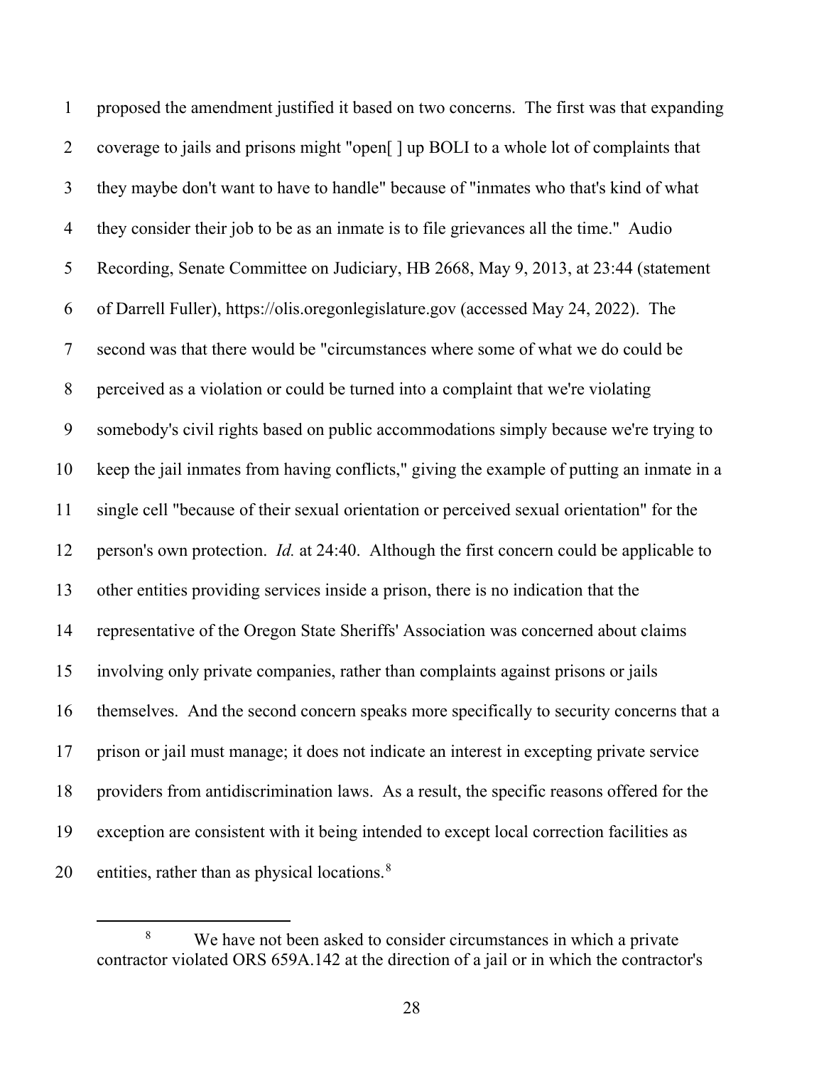proposed the amendment justified it based on two concerns. The first was that expanding coverage to jails and prisons might "open[ ] up BOLI to a whole lot of complaints that they maybe don't want to have to handle" because of "inmates who that's kind of what they consider their job to be as an inmate is to file grievances all the time." Audio Recording, Senate Committee on Judiciary, HB 2668, May 9, 2013, at 23:44 (statement of Darrell Fuller), https://olis.oregonlegislature.gov (accessed May 24, 2022). The second was that there would be "circumstances where some of what we do could be perceived as a violation or could be turned into a complaint that we're violating somebody's civil rights based on public accommodations simply because we're trying to keep the jail inmates from having conflicts," giving the example of putting an inmate in a single cell "because of their sexual orientation or perceived sexual orientation" for the person's own protection. *Id.* at 24:40. Although the first concern could be applicable to other entities providing services inside a prison, there is no indication that the representative of the Oregon State Sheriffs' Association was concerned about claims involving only private companies, rather than complaints against prisons or jails themselves. And the second concern speaks more specifically to security concerns that a prison or jail must manage; it does not indicate an interest in excepting private service providers from antidiscrimination laws. As a result, the specific reasons offered for the exception are consistent with it being intended to except local correction facilities as entities, rather than as physical locations.[8]

[8] We have not been asked to consider circumstances in which a private contractor violated ORS 659A.142 at the direction of a jail or in which the contractor's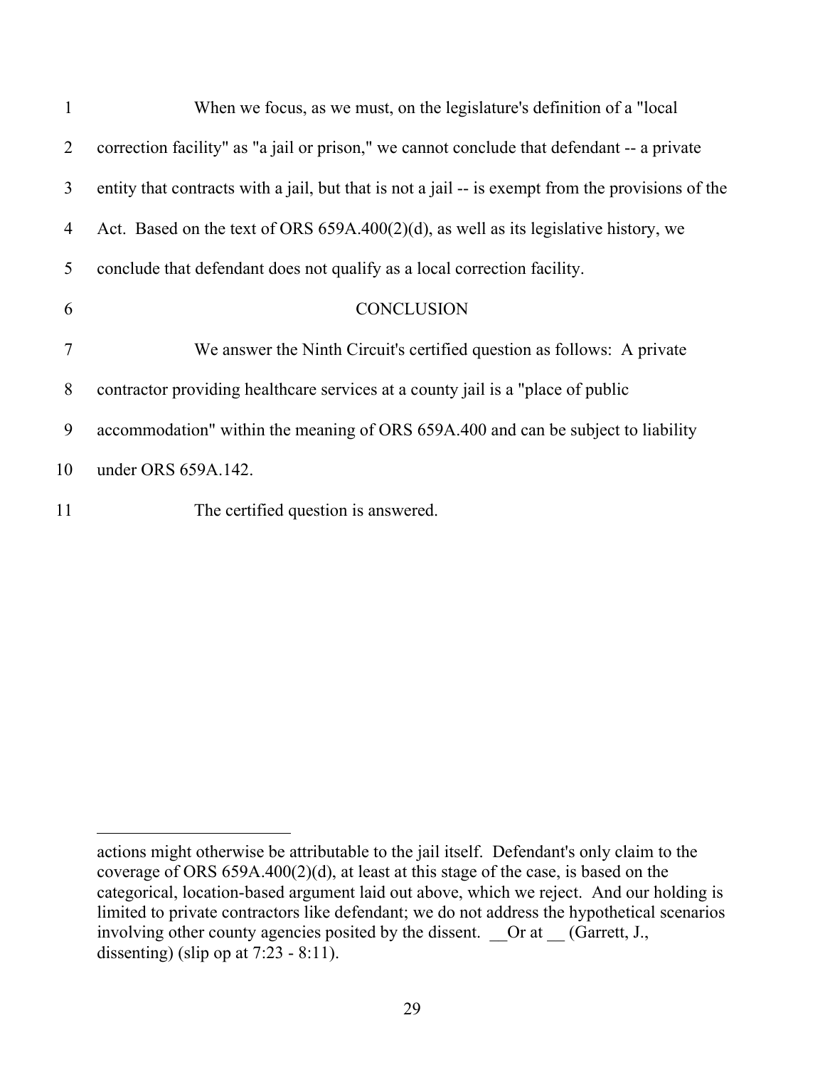When we focus, as we must, on the legislature's definition of a "local correction facility" as "a jail or prison," we cannot conclude that defendant -- a private entity that contracts with a jail, but that is not a jail -- is exempt from the provisions of the Act. Based on the text of ORS 659A.400(2)(d), as well as its legislative history, we conclude that defendant does not qualify as a local correction facility.

## CONCLUSION

We answer the Ninth Circuit's certified question as follows: A private contractor providing healthcare services at a county jail is a "place of public accommodation" within the meaning of ORS 659A.400 and can be subject to liability under ORS 659A.142.

The certified question is answered.

---

actions might otherwise be attributable to the jail itself. Defendant's only claim to the coverage of ORS 659A.400(2)(d), at least at this stage of the case, is based on the categorical, location-based argument laid out above, which we reject. And our holding is limited to private contractors like defendant; we do not address the hypothetical scenarios involving other county agencies posited by the dissent. __Or at __ (Garrett, J., dissenting) (slip op at 7:23 - 8:11).